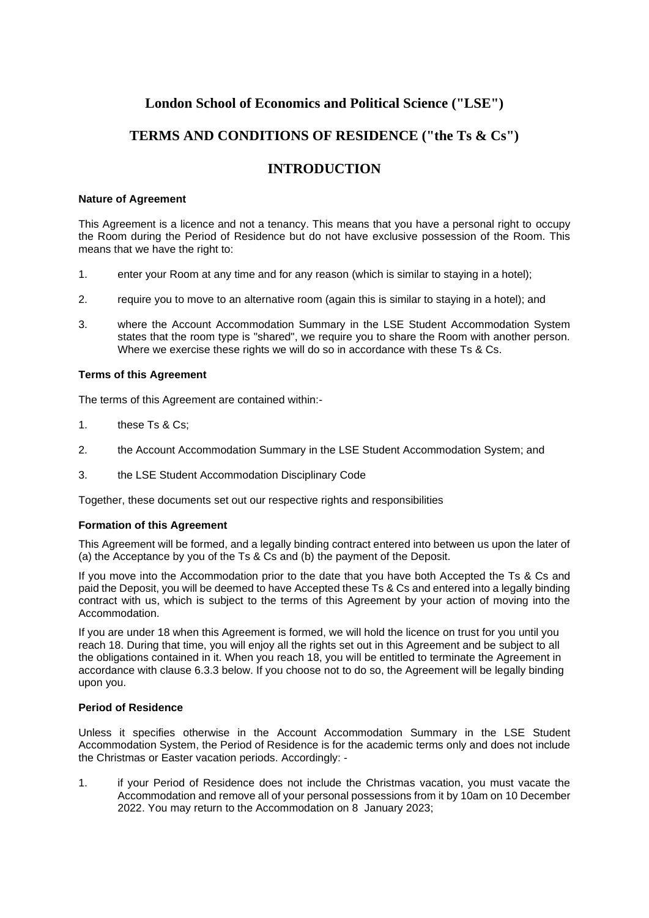# London School of Economics and Political Science ("LSE")

# TERMS AND CONDITIONS OF RESIDENCE ("the Ts & Cs")

# INTRODUCTION

**Nature of Agreement**

This Agreement is a licence and not a tenancy. This means that you have a personal right to occupy the Room during the Period of Residence but do not have exclusive possession of the Room. This means that we have the right to:

1. enter your Room at any time and for any reason (which is similar to staying in a hotel);
2. require you to move to an alternative room (again this is similar to staying in a hotel); and
3. where the Account Accommodation Summary in the LSE Student Accommodation System states that the room type is "shared", we require you to share the Room with another person. Where we exercise these rights we will do so in accordance with these Ts & Cs.

**Terms of this Agreement**

The terms of this Agreement are contained within:-

1. these Ts & Cs;
2. the Account Accommodation Summary in the LSE Student Accommodation System; and
3. the LSE Student Accommodation Disciplinary Code

Together, these documents set out our respective rights and responsibilities

**Formation of this Agreement**

This Agreement will be formed, and a legally binding contract entered into between us upon the later of (a) the Acceptance by you of the Ts & Cs and (b) the payment of the Deposit.

If you move into the Accommodation prior to the date that you have both Accepted the Ts & Cs and paid the Deposit, you will be deemed to have Accepted these Ts & Cs and entered into a legally binding contract with us, which is subject to the terms of this Agreement by your action of moving into the Accommodation.

If you are under 18 when this Agreement is formed, we will hold the licence on trust for you until you reach 18. During that time, you will enjoy all the rights set out in this Agreement and be subject to all the obligations contained in it. When you reach 18, you will be entitled to terminate the Agreement in accordance with clause 6.3.3 below. If you choose not to do so, the Agreement will be legally binding upon you.

**Period of Residence**

Unless it specifies otherwise in the Account Accommodation Summary in the LSE Student Accommodation System, the Period of Residence is for the academic terms only and does not include the Christmas or Easter vacation periods. Accordingly: -

1. if your Period of Residence does not include the Christmas vacation, you must vacate the Accommodation and remove all of your personal possessions from it by 10am on 10 December 2022. You may return to the Accommodation on 8 January 2023;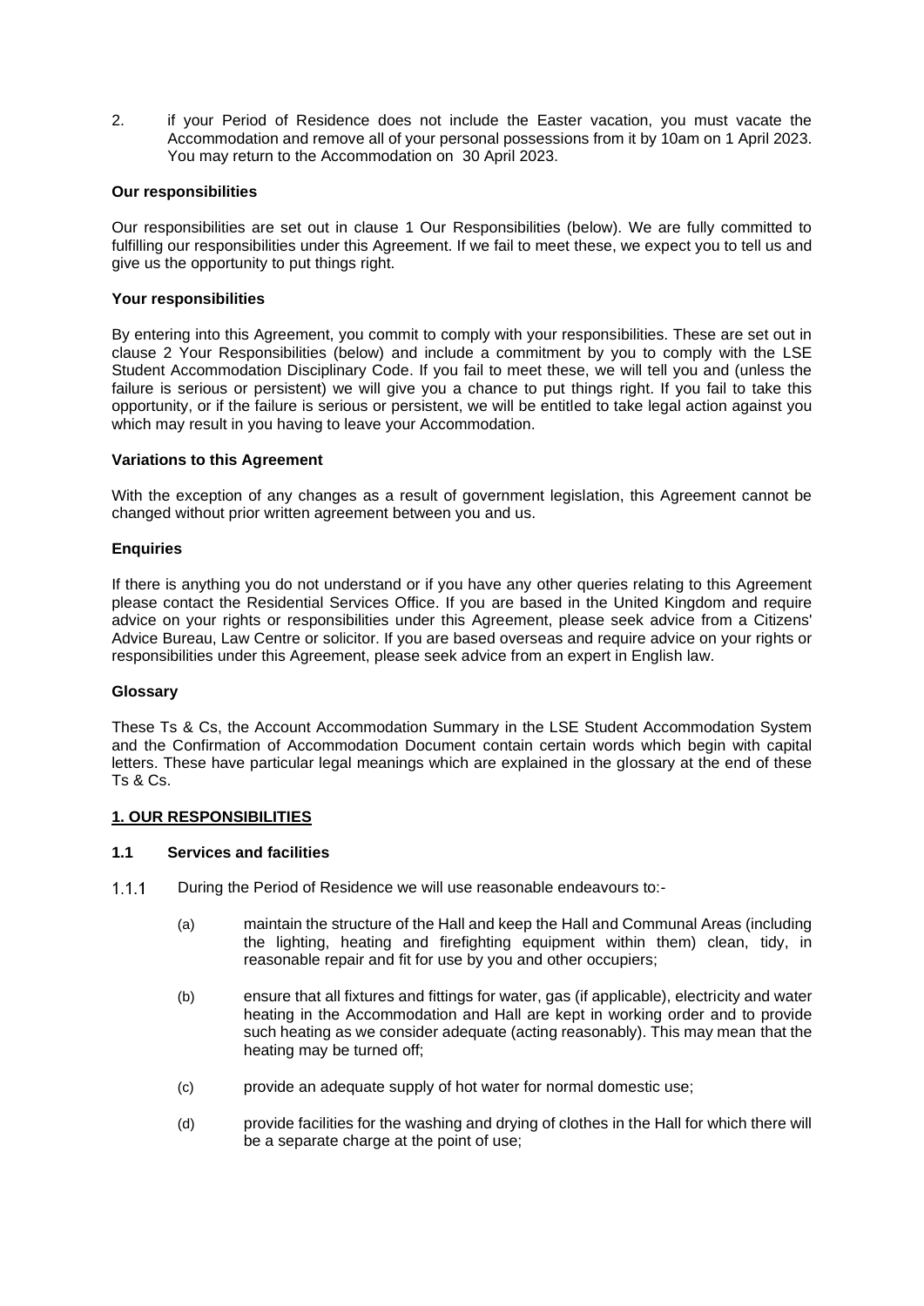2. if your Period of Residence does not include the Easter vacation, you must vacate the Accommodation and remove all of your personal possessions from it by 10am on 1 April 2023. You may return to the Accommodation on 30 April 2023.

**Our responsibilities**

Our responsibilities are set out in clause 1 Our Responsibilities (below). We are fully committed to fulfilling our responsibilities under this Agreement. If we fail to meet these, we expect you to tell us and give us the opportunity to put things right.

**Your responsibilities**

By entering into this Agreement, you commit to comply with your responsibilities. These are set out in clause 2 Your Responsibilities (below) and include a commitment by you to comply with the LSE Student Accommodation Disciplinary Code. If you fail to meet these, we will tell you and (unless the failure is serious or persistent) we will give you a chance to put things right. If you fail to take this opportunity, or if the failure is serious or persistent, we will be entitled to take legal action against you which may result in you having to leave your Accommodation.

**Variations to this Agreement**

With the exception of any changes as a result of government legislation, this Agreement cannot be changed without prior written agreement between you and us.

**Enquiries**

If there is anything you do not understand or if you have any other queries relating to this Agreement please contact the Residential Services Office. If you are based in the United Kingdom and require advice on your rights or responsibilities under this Agreement, please seek advice from a Citizens' Advice Bureau, Law Centre or solicitor. If you are based overseas and require advice on your rights or responsibilities under this Agreement, please seek advice from an expert in English law.

**Glossary**

These Ts & Cs, the Account Accommodation Summary in the LSE Student Accommodation System and the Confirmation of Accommodation Document contain certain words which begin with capital letters. These have particular legal meanings which are explained in the glossary at the end of these Ts & Cs.

## 1. OUR RESPONSIBILITIES

### 1.1 Services and facilities

1.1.1 During the Period of Residence we will use reasonable endeavours to:-

(a) maintain the structure of the Hall and keep the Hall and Communal Areas (including the lighting, heating and firefighting equipment within them) clean, tidy, in reasonable repair and fit for use by you and other occupiers;

(b) ensure that all fixtures and fittings for water, gas (if applicable), electricity and water heating in the Accommodation and Hall are kept in working order and to provide such heating as we consider adequate (acting reasonably). This may mean that the heating may be turned off;

(c) provide an adequate supply of hot water for normal domestic use;

(d) provide facilities for the washing and drying of clothes in the Hall for which there will be a separate charge at the point of use;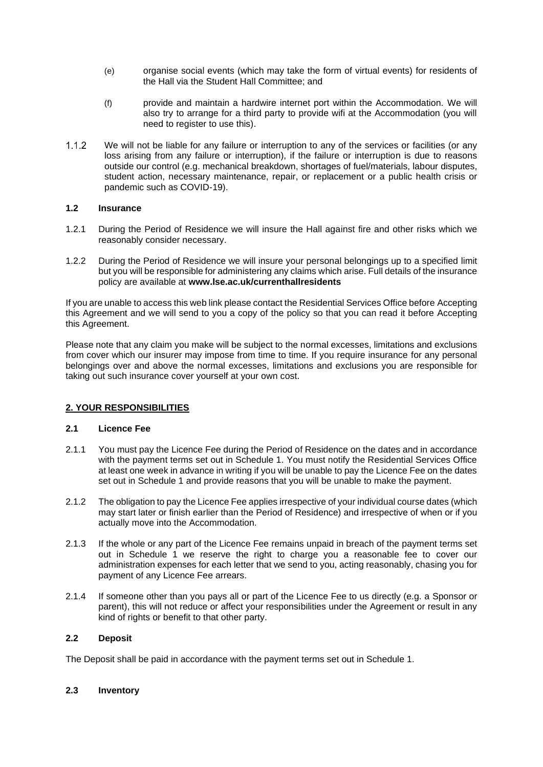(e) organise social events (which may take the form of virtual events) for residents of the Hall via the Student Hall Committee; and

(f) provide and maintain a hardwire internet port within the Accommodation. We will also try to arrange for a third party to provide wifi at the Accommodation (you will need to register to use this).

1.1.2 We will not be liable for any failure or interruption to any of the services or facilities (or any loss arising from any failure or interruption), if the failure or interruption is due to reasons outside our control (e.g. mechanical breakdown, shortages of fuel/materials, labour disputes, student action, necessary maintenance, repair, or replacement or a public health crisis or pandemic such as COVID-19).

**1.2 Insurance**

1.2.1 During the Period of Residence we will insure the Hall against fire and other risks which we reasonably consider necessary.

1.2.2 During the Period of Residence we will insure your personal belongings up to a specified limit but you will be responsible for administering any claims which arise. Full details of the insurance policy are available at **www.lse.ac.uk/currenthallresidents**

If you are unable to access this web link please contact the Residential Services Office before Accepting this Agreement and we will send to you a copy of the policy so that you can read it before Accepting this Agreement.

Please note that any claim you make will be subject to the normal excesses, limitations and exclusions from cover which our insurer may impose from time to time. If you require insurance for any personal belongings over and above the normal excesses, limitations and exclusions you are responsible for taking out such insurance cover yourself at your own cost.

## 2. YOUR RESPONSIBILITIES

**2.1 Licence Fee**

2.1.1 You must pay the Licence Fee during the Period of Residence on the dates and in accordance with the payment terms set out in Schedule 1. You must notify the Residential Services Office at least one week in advance in writing if you will be unable to pay the Licence Fee on the dates set out in Schedule 1 and provide reasons that you will be unable to make the payment.

2.1.2 The obligation to pay the Licence Fee applies irrespective of your individual course dates (which may start later or finish earlier than the Period of Residence) and irrespective of when or if you actually move into the Accommodation.

2.1.3 If the whole or any part of the Licence Fee remains unpaid in breach of the payment terms set out in Schedule 1 we reserve the right to charge you a reasonable fee to cover our administration expenses for each letter that we send to you, acting reasonably, chasing you for payment of any Licence Fee arrears.

2.1.4 If someone other than you pays all or part of the Licence Fee to us directly (e.g. a Sponsor or parent), this will not reduce or affect your responsibilities under the Agreement or result in any kind of rights or benefit to that other party.

**2.2 Deposit**

The Deposit shall be paid in accordance with the payment terms set out in Schedule 1.

**2.3 Inventory**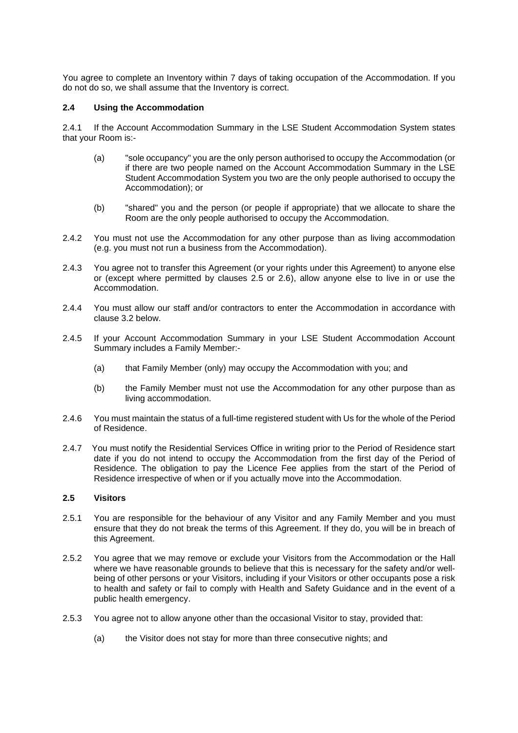You agree to complete an Inventory within 7 days of taking occupation of the Accommodation. If you do not do so, we shall assume that the Inventory is correct.

### 2.4 Using the Accommodation

2.4.1 If the Account Accommodation Summary in the LSE Student Accommodation System states that your Room is:-

(a) "sole occupancy" you are the only person authorised to occupy the Accommodation (or if there are two people named on the Account Accommodation Summary in the LSE Student Accommodation System you two are the only people authorised to occupy the Accommodation); or

(b) "shared" you and the person (or people if appropriate) that we allocate to share the Room are the only people authorised to occupy the Accommodation.

2.4.2 You must not use the Accommodation for any other purpose than as living accommodation (e.g. you must not run a business from the Accommodation).

2.4.3 You agree not to transfer this Agreement (or your rights under this Agreement) to anyone else or (except where permitted by clauses 2.5 or 2.6), allow anyone else to live in or use the Accommodation.

2.4.4 You must allow our staff and/or contractors to enter the Accommodation in accordance with clause 3.2 below.

2.4.5 If your Account Accommodation Summary in your LSE Student Accommodation Account Summary includes a Family Member:-

(a) that Family Member (only) may occupy the Accommodation with you; and

(b) the Family Member must not use the Accommodation for any other purpose than as living accommodation.

2.4.6 You must maintain the status of a full-time registered student with Us for the whole of the Period of Residence.

2.4.7 You must notify the Residential Services Office in writing prior to the Period of Residence start date if you do not intend to occupy the Accommodation from the first day of the Period of Residence. The obligation to pay the Licence Fee applies from the start of the Period of Residence irrespective of when or if you actually move into the Accommodation.

### 2.5 Visitors

2.5.1 You are responsible for the behaviour of any Visitor and any Family Member and you must ensure that they do not break the terms of this Agreement. If they do, you will be in breach of this Agreement.

2.5.2 You agree that we may remove or exclude your Visitors from the Accommodation or the Hall where we have reasonable grounds to believe that this is necessary for the safety and/or well-being of other persons or your Visitors, including if your Visitors or other occupants pose a risk to health and safety or fail to comply with Health and Safety Guidance and in the event of a public health emergency.

2.5.3 You agree not to allow anyone other than the occasional Visitor to stay, provided that:

(a) the Visitor does not stay for more than three consecutive nights; and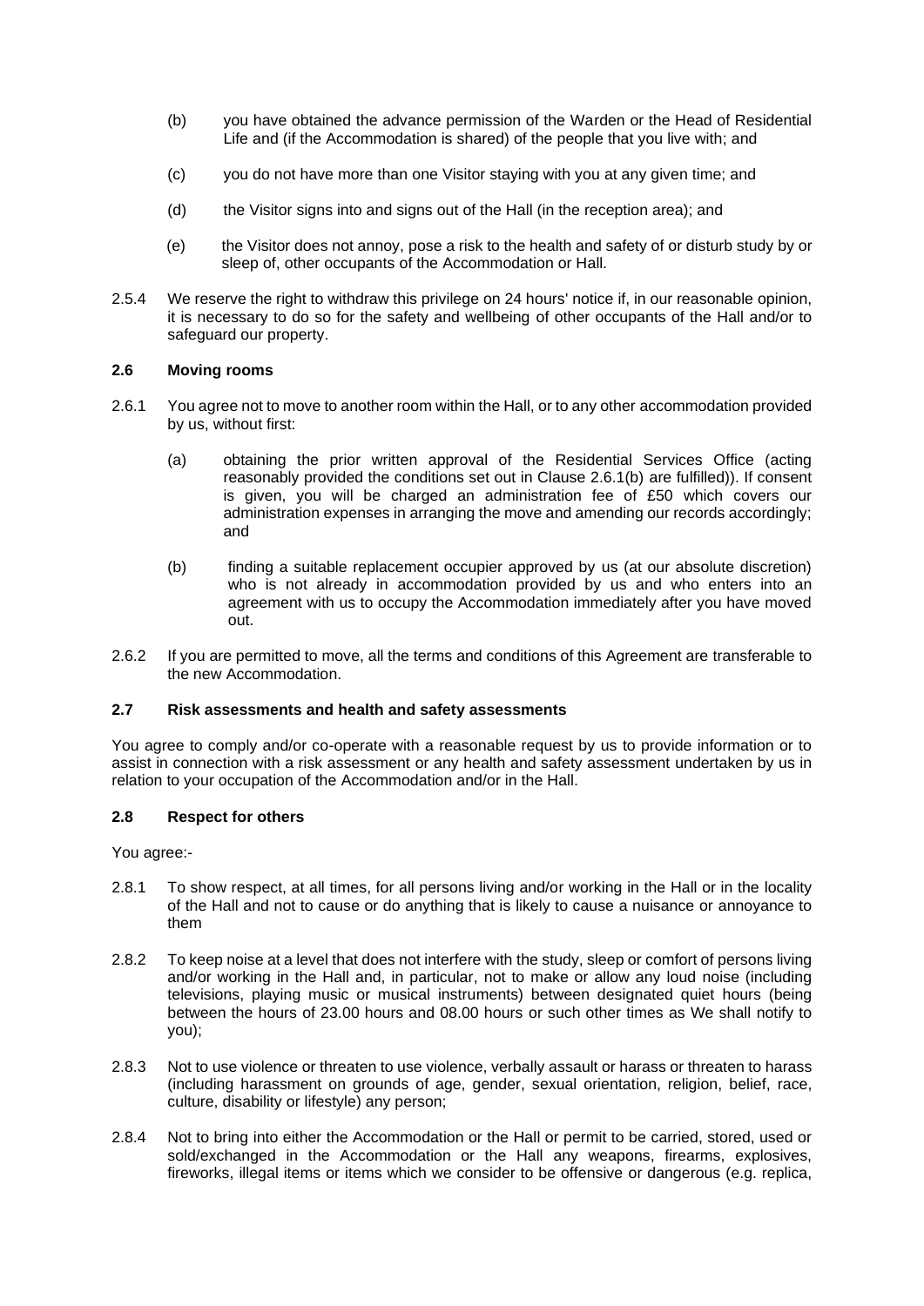(b) you have obtained the advance permission of the Warden or the Head of Residential Life and (if the Accommodation is shared) of the people that you live with; and

(c) you do not have more than one Visitor staying with you at any given time; and

(d) the Visitor signs into and signs out of the Hall (in the reception area); and

(e) the Visitor does not annoy, pose a risk to the health and safety of or disturb study by or sleep of, other occupants of the Accommodation or Hall.

2.5.4 We reserve the right to withdraw this privilege on 24 hours' notice if, in our reasonable opinion, it is necessary to do so for the safety and wellbeing of other occupants of the Hall and/or to safeguard our property.

**2.6 Moving rooms**

2.6.1 You agree not to move to another room within the Hall, or to any other accommodation provided by us, without first:

(a) obtaining the prior written approval of the Residential Services Office (acting reasonably provided the conditions set out in Clause 2.6.1(b) are fulfilled)). If consent is given, you will be charged an administration fee of £50 which covers our administration expenses in arranging the move and amending our records accordingly; and

(b) finding a suitable replacement occupier approved by us (at our absolute discretion) who is not already in accommodation provided by us and who enters into an agreement with us to occupy the Accommodation immediately after you have moved out.

2.6.2 If you are permitted to move, all the terms and conditions of this Agreement are transferable to the new Accommodation.

**2.7 Risk assessments and health and safety assessments**

You agree to comply and/or co-operate with a reasonable request by us to provide information or to assist in connection with a risk assessment or any health and safety assessment undertaken by us in relation to your occupation of the Accommodation and/or in the Hall.

**2.8 Respect for others**

You agree:-

2.8.1 To show respect, at all times, for all persons living and/or working in the Hall or in the locality of the Hall and not to cause or do anything that is likely to cause a nuisance or annoyance to them

2.8.2 To keep noise at a level that does not interfere with the study, sleep or comfort of persons living and/or working in the Hall and, in particular, not to make or allow any loud noise (including televisions, playing music or musical instruments) between designated quiet hours (being between the hours of 23.00 hours and 08.00 hours or such other times as We shall notify to you);

2.8.3 Not to use violence or threaten to use violence, verbally assault or harass or threaten to harass (including harassment on grounds of age, gender, sexual orientation, religion, belief, race, culture, disability or lifestyle) any person;

2.8.4 Not to bring into either the Accommodation or the Hall or permit to be carried, stored, used or sold/exchanged in the Accommodation or the Hall any weapons, firearms, explosives, fireworks, illegal items or items which we consider to be offensive or dangerous (e.g. replica,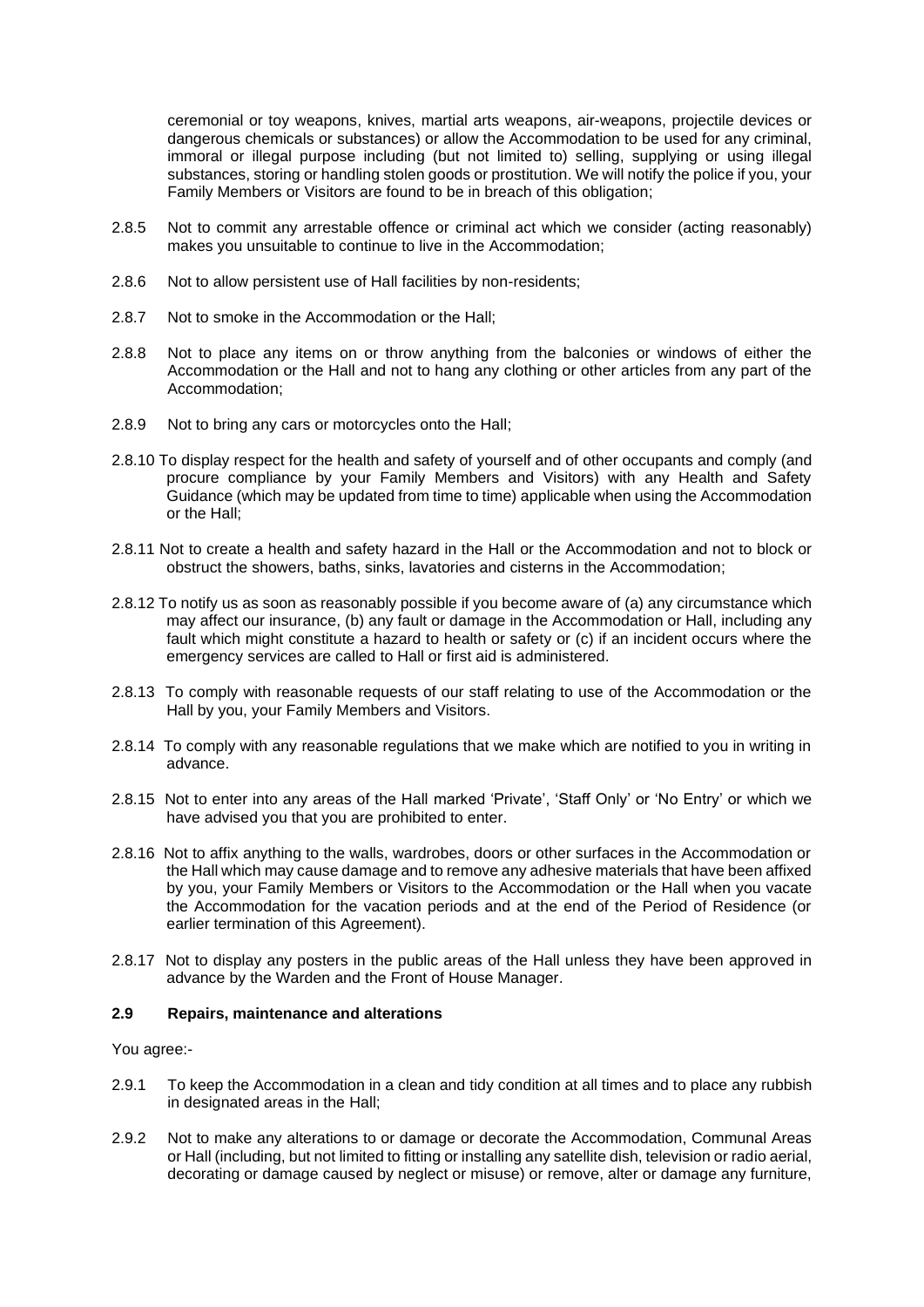ceremonial or toy weapons, knives, martial arts weapons, air-weapons, projectile devices or dangerous chemicals or substances) or allow the Accommodation to be used for any criminal, immoral or illegal purpose including (but not limited to) selling, supplying or using illegal substances, storing or handling stolen goods or prostitution. We will notify the police if you, your Family Members or Visitors are found to be in breach of this obligation;

2.8.5 Not to commit any arrestable offence or criminal act which we consider (acting reasonably) makes you unsuitable to continue to live in the Accommodation;

2.8.6 Not to allow persistent use of Hall facilities by non-residents;

2.8.7 Not to smoke in the Accommodation or the Hall;

2.8.8 Not to place any items on or throw anything from the balconies or windows of either the Accommodation or the Hall and not to hang any clothing or other articles from any part of the Accommodation;

2.8.9 Not to bring any cars or motorcycles onto the Hall;

2.8.10 To display respect for the health and safety of yourself and of other occupants and comply (and procure compliance by your Family Members and Visitors) with any Health and Safety Guidance (which may be updated from time to time) applicable when using the Accommodation or the Hall;

2.8.11 Not to create a health and safety hazard in the Hall or the Accommodation and not to block or obstruct the showers, baths, sinks, lavatories and cisterns in the Accommodation;

2.8.12 To notify us as soon as reasonably possible if you become aware of (a) any circumstance which may affect our insurance, (b) any fault or damage in the Accommodation or Hall, including any fault which might constitute a hazard to health or safety or (c) if an incident occurs where the emergency services are called to Hall or first aid is administered.

2.8.13 To comply with reasonable requests of our staff relating to use of the Accommodation or the Hall by you, your Family Members and Visitors.

2.8.14 To comply with any reasonable regulations that we make which are notified to you in writing in advance.

2.8.15 Not to enter into any areas of the Hall marked 'Private', 'Staff Only' or 'No Entry' or which we have advised you that you are prohibited to enter.

2.8.16 Not to affix anything to the walls, wardrobes, doors or other surfaces in the Accommodation or the Hall which may cause damage and to remove any adhesive materials that have been affixed by you, your Family Members or Visitors to the Accommodation or the Hall when you vacate the Accommodation for the vacation periods and at the end of the Period of Residence (or earlier termination of this Agreement).

2.8.17 Not to display any posters in the public areas of the Hall unless they have been approved in advance by the Warden and the Front of House Manager.

### 2.9 Repairs, maintenance and alterations

You agree:-

2.9.1 To keep the Accommodation in a clean and tidy condition at all times and to place any rubbish in designated areas in the Hall;

2.9.2 Not to make any alterations to or damage or decorate the Accommodation, Communal Areas or Hall (including, but not limited to fitting or installing any satellite dish, television or radio aerial, decorating or damage caused by neglect or misuse) or remove, alter or damage any furniture,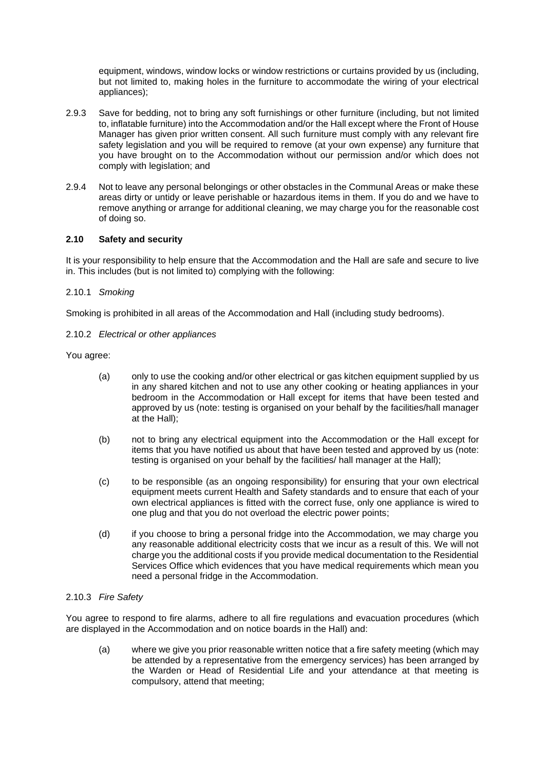equipment, windows, window locks or window restrictions or curtains provided by us (including, but not limited to, making holes in the furniture to accommodate the wiring of your electrical appliances);

2.9.3 Save for bedding, not to bring any soft furnishings or other furniture (including, but not limited to, inflatable furniture) into the Accommodation and/or the Hall except where the Front of House Manager has given prior written consent. All such furniture must comply with any relevant fire safety legislation and you will be required to remove (at your own expense) any furniture that you have brought on to the Accommodation without our permission and/or which does not comply with legislation; and

2.9.4 Not to leave any personal belongings or other obstacles in the Communal Areas or make these areas dirty or untidy or leave perishable or hazardous items in them. If you do and we have to remove anything or arrange for additional cleaning, we may charge you for the reasonable cost of doing so.

### 2.10 Safety and security

It is your responsibility to help ensure that the Accommodation and the Hall are safe and secure to live in. This includes (but is not limited to) complying with the following:

2.10.1 *Smoking*

Smoking is prohibited in all areas of the Accommodation and Hall (including study bedrooms).

2.10.2 *Electrical or other appliances*

You agree:

(a) only to use the cooking and/or other electrical or gas kitchen equipment supplied by us in any shared kitchen and not to use any other cooking or heating appliances in your bedroom in the Accommodation or Hall except for items that have been tested and approved by us (note: testing is organised on your behalf by the facilities/hall manager at the Hall);

(b) not to bring any electrical equipment into the Accommodation or the Hall except for items that you have notified us about that have been tested and approved by us (note: testing is organised on your behalf by the facilities/ hall manager at the Hall);

(c) to be responsible (as an ongoing responsibility) for ensuring that your own electrical equipment meets current Health and Safety standards and to ensure that each of your own electrical appliances is fitted with the correct fuse, only one appliance is wired to one plug and that you do not overload the electric power points;

(d) if you choose to bring a personal fridge into the Accommodation, we may charge you any reasonable additional electricity costs that we incur as a result of this. We will not charge you the additional costs if you provide medical documentation to the Residential Services Office which evidences that you have medical requirements which mean you need a personal fridge in the Accommodation.

2.10.3 *Fire Safety*

You agree to respond to fire alarms, adhere to all fire regulations and evacuation procedures (which are displayed in the Accommodation and on notice boards in the Hall) and:

(a) where we give you prior reasonable written notice that a fire safety meeting (which may be attended by a representative from the emergency services) has been arranged by the Warden or Head of Residential Life and your attendance at that meeting is compulsory, attend that meeting;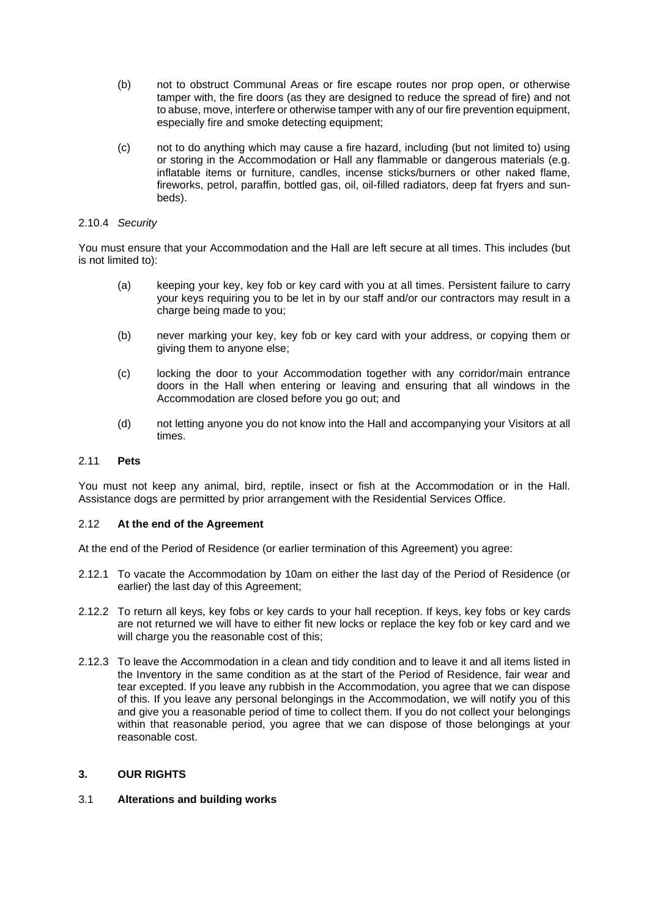(b) not to obstruct Communal Areas or fire escape routes nor prop open, or otherwise tamper with, the fire doors (as they are designed to reduce the spread of fire) and not to abuse, move, interfere or otherwise tamper with any of our fire prevention equipment, especially fire and smoke detecting equipment;

(c) not to do anything which may cause a fire hazard, including (but not limited to) using or storing in the Accommodation or Hall any flammable or dangerous materials (e.g. inflatable items or furniture, candles, incense sticks/burners or other naked flame, fireworks, petrol, paraffin, bottled gas, oil, oil-filled radiators, deep fat fryers and sun-beds).

2.10.4 *Security*

You must ensure that your Accommodation and the Hall are left secure at all times. This includes (but is not limited to):

(a) keeping your key, key fob or key card with you at all times. Persistent failure to carry your keys requiring you to be let in by our staff and/or our contractors may result in a charge being made to you;

(b) never marking your key, key fob or key card with your address, or copying them or giving them to anyone else;

(c) locking the door to your Accommodation together with any corridor/main entrance doors in the Hall when entering or leaving and ensuring that all windows in the Accommodation are closed before you go out; and

(d) not letting anyone you do not know into the Hall and accompanying your Visitors at all times.

### 2.11 **Pets**

You must not keep any animal, bird, reptile, insect or fish at the Accommodation or in the Hall. Assistance dogs are permitted by prior arrangement with the Residential Services Office.

### 2.12 **At the end of the Agreement**

At the end of the Period of Residence (or earlier termination of this Agreement) you agree:

2.12.1 To vacate the Accommodation by 10am on either the last day of the Period of Residence (or earlier) the last day of this Agreement;

2.12.2 To return all keys, key fobs or key cards to your hall reception. If keys, key fobs or key cards are not returned we will have to either fit new locks or replace the key fob or key card and we will charge you the reasonable cost of this;

2.12.3 To leave the Accommodation in a clean and tidy condition and to leave it and all items listed in the Inventory in the same condition as at the start of the Period of Residence, fair wear and tear excepted. If you leave any rubbish in the Accommodation, you agree that we can dispose of this. If you leave any personal belongings in the Accommodation, we will notify you of this and give you a reasonable period of time to collect them. If you do not collect your belongings within that reasonable period, you agree that we can dispose of those belongings at your reasonable cost.

## 3. **OUR RIGHTS**

### 3.1 **Alterations and building works**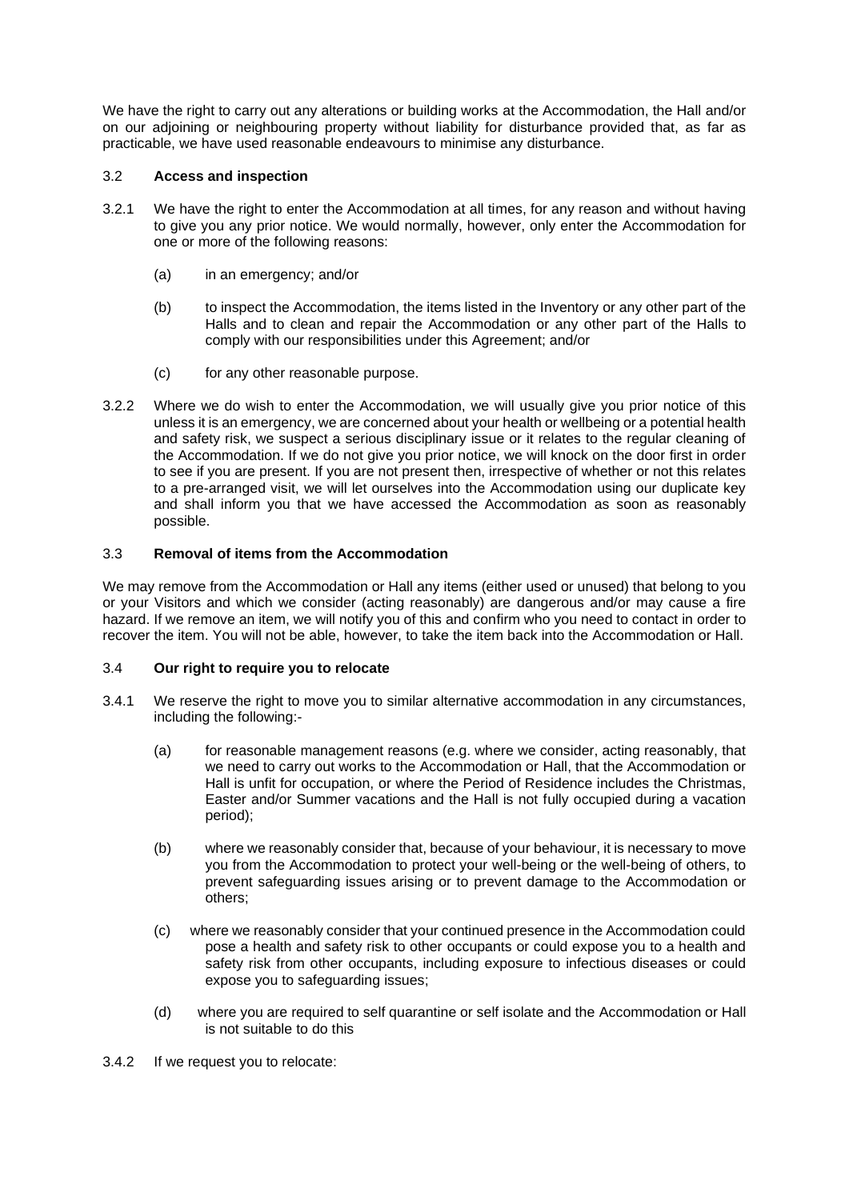We have the right to carry out any alterations or building works at the Accommodation, the Hall and/or on our adjoining or neighbouring property without liability for disturbance provided that, as far as practicable, we have used reasonable endeavours to minimise any disturbance.

### 3.2 Access and inspection

3.2.1 We have the right to enter the Accommodation at all times, for any reason and without having to give you any prior notice. We would normally, however, only enter the Accommodation for one or more of the following reasons:

(a) in an emergency; and/or

(b) to inspect the Accommodation, the items listed in the Inventory or any other part of the Halls and to clean and repair the Accommodation or any other part of the Halls to comply with our responsibilities under this Agreement; and/or

(c) for any other reasonable purpose.

3.2.2 Where we do wish to enter the Accommodation, we will usually give you prior notice of this unless it is an emergency, we are concerned about your health or wellbeing or a potential health and safety risk, we suspect a serious disciplinary issue or it relates to the regular cleaning of the Accommodation. If we do not give you prior notice, we will knock on the door first in order to see if you are present. If you are not present then, irrespective of whether or not this relates to a pre-arranged visit, we will let ourselves into the Accommodation using our duplicate key and shall inform you that we have accessed the Accommodation as soon as reasonably possible.

### 3.3 Removal of items from the Accommodation

We may remove from the Accommodation or Hall any items (either used or unused) that belong to you or your Visitors and which we consider (acting reasonably) are dangerous and/or may cause a fire hazard. If we remove an item, we will notify you of this and confirm who you need to contact in order to recover the item. You will not be able, however, to take the item back into the Accommodation or Hall.

### 3.4 Our right to require you to relocate

3.4.1 We reserve the right to move you to similar alternative accommodation in any circumstances, including the following:-

(a) for reasonable management reasons (e.g. where we consider, acting reasonably, that we need to carry out works to the Accommodation or Hall, that the Accommodation or Hall is unfit for occupation, or where the Period of Residence includes the Christmas, Easter and/or Summer vacations and the Hall is not fully occupied during a vacation period);

(b) where we reasonably consider that, because of your behaviour, it is necessary to move you from the Accommodation to protect your well-being or the well-being of others, to prevent safeguarding issues arising or to prevent damage to the Accommodation or others;

(c) where we reasonably consider that your continued presence in the Accommodation could pose a health and safety risk to other occupants or could expose you to a health and safety risk from other occupants, including exposure to infectious diseases or could expose you to safeguarding issues;

(d) where you are required to self quarantine or self isolate and the Accommodation or Hall is not suitable to do this

3.4.2 If we request you to relocate: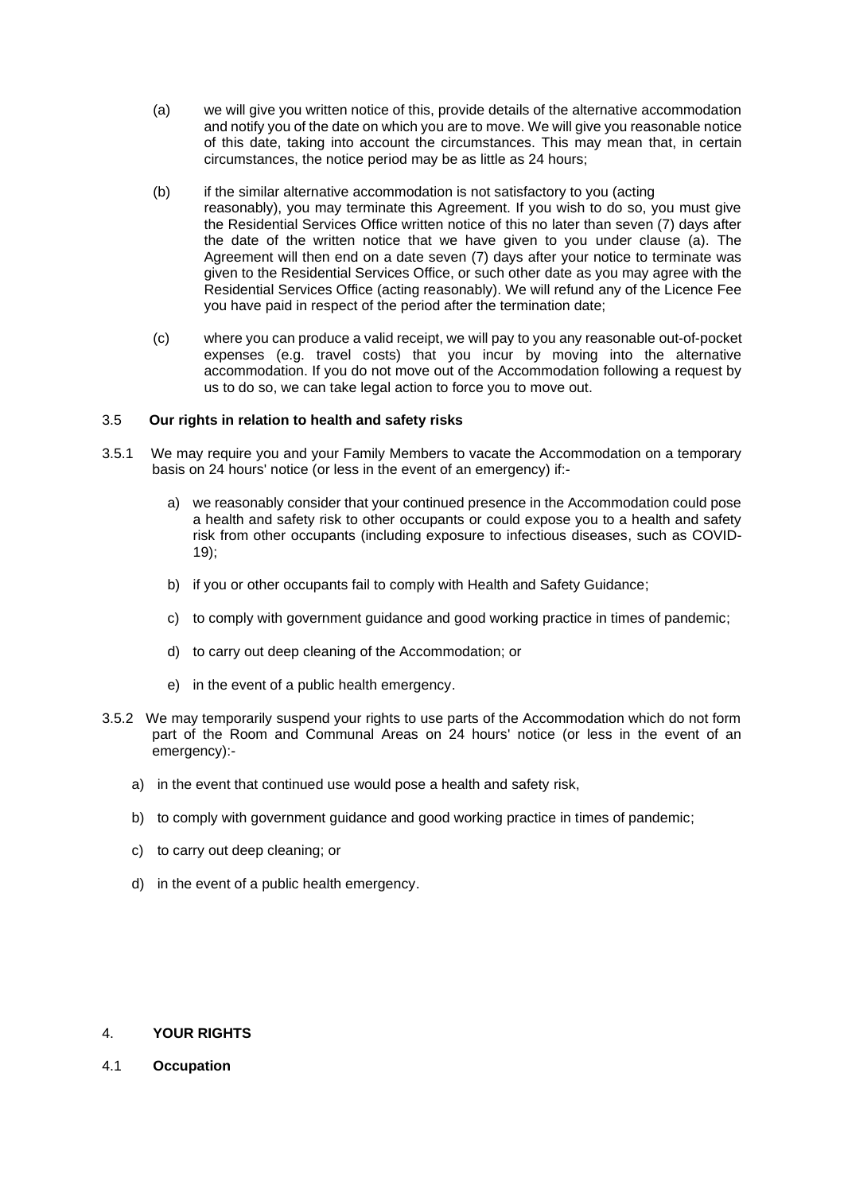(a) we will give you written notice of this, provide details of the alternative accommodation and notify you of the date on which you are to move. We will give you reasonable notice of this date, taking into account the circumstances. This may mean that, in certain circumstances, the notice period may be as little as 24 hours;

(b) if the similar alternative accommodation is not satisfactory to you (acting reasonably), you may terminate this Agreement. If you wish to do so, you must give the Residential Services Office written notice of this no later than seven (7) days after the date of the written notice that we have given to you under clause (a). The Agreement will then end on a date seven (7) days after your notice to terminate was given to the Residential Services Office, or such other date as you may agree with the Residential Services Office (acting reasonably). We will refund any of the Licence Fee you have paid in respect of the period after the termination date;

(c) where you can produce a valid receipt, we will pay to you any reasonable out-of-pocket expenses (e.g. travel costs) that you incur by moving into the alternative accommodation. If you do not move out of the Accommodation following a request by us to do so, we can take legal action to force you to move out.

3.5 **Our rights in relation to health and safety risks**

3.5.1 We may require you and your Family Members to vacate the Accommodation on a temporary basis on 24 hours' notice (or less in the event of an emergency) if:-

a) we reasonably consider that your continued presence in the Accommodation could pose a health and safety risk to other occupants or could expose you to a health and safety risk from other occupants (including exposure to infectious diseases, such as COVID-19);

b) if you or other occupants fail to comply with Health and Safety Guidance;

c) to comply with government guidance and good working practice in times of pandemic;

d) to carry out deep cleaning of the Accommodation; or

e) in the event of a public health emergency.

3.5.2 We may temporarily suspend your rights to use parts of the Accommodation which do not form part of the Room and Communal Areas on 24 hours' notice (or less in the event of an emergency):-

a) in the event that continued use would pose a health and safety risk,

b) to comply with government guidance and good working practice in times of pandemic;

c) to carry out deep cleaning; or

d) in the event of a public health emergency.

## 4. **YOUR RIGHTS**

4.1 **Occupation**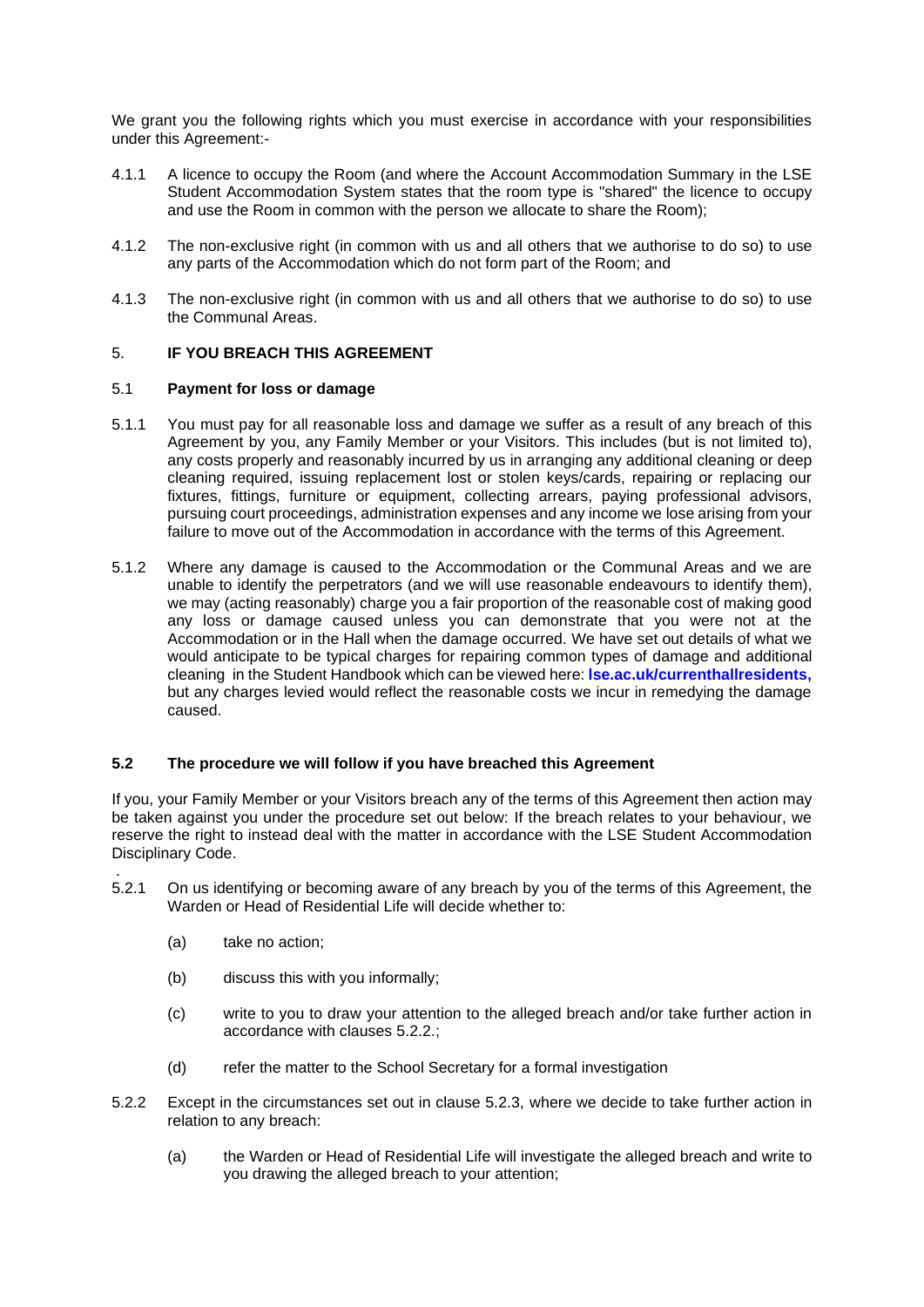We grant you the following rights which you must exercise in accordance with your responsibilities under this Agreement:-

4.1.1 A licence to occupy the Room (and where the Account Accommodation Summary in the LSE Student Accommodation System states that the room type is "shared" the licence to occupy and use the Room in common with the person we allocate to share the Room);

4.1.2 The non-exclusive right (in common with us and all others that we authorise to do so) to use any parts of the Accommodation which do not form part of the Room; and

4.1.3 The non-exclusive right (in common with us and all others that we authorise to do so) to use the Communal Areas.

## 5. IF YOU BREACH THIS AGREEMENT

### 5.1 Payment for loss or damage

5.1.1 You must pay for all reasonable loss and damage we suffer as a result of any breach of this Agreement by you, any Family Member or your Visitors. This includes (but is not limited to), any costs properly and reasonably incurred by us in arranging any additional cleaning or deep cleaning required, issuing replacement lost or stolen keys/cards, repairing or replacing our fixtures, fittings, furniture or equipment, collecting arrears, paying professional advisors, pursuing court proceedings, administration expenses and any income we lose arising from your failure to move out of the Accommodation in accordance with the terms of this Agreement.

5.1.2 Where any damage is caused to the Accommodation or the Communal Areas and we are unable to identify the perpetrators (and we will use reasonable endeavours to identify them), we may (acting reasonably) charge you a fair proportion of the reasonable cost of making good any loss or damage caused unless you can demonstrate that you were not at the Accommodation or in the Hall when the damage occurred. We have set out details of what we would anticipate to be typical charges for repairing common types of damage and additional cleaning in the Student Handbook which can be viewed here: **lse.ac.uk/currenthallresidents,** but any charges levied would reflect the reasonable costs we incur in remedying the damage caused.

### 5.2 The procedure we will follow if you have breached this Agreement

If you, your Family Member or your Visitors breach any of the terms of this Agreement then action may be taken against you under the procedure set out below: If the breach relates to your behaviour, we reserve the right to instead deal with the matter in accordance with the LSE Student Accommodation Disciplinary Code.

.

5.2.1 On us identifying or becoming aware of any breach by you of the terms of this Agreement, the Warden or Head of Residential Life will decide whether to:

(a) take no action;

(b) discuss this with you informally;

(c) write to you to draw your attention to the alleged breach and/or take further action in accordance with clauses 5.2.2.;

(d) refer the matter to the School Secretary for a formal investigation

5.2.2 Except in the circumstances set out in clause 5.2.3, where we decide to take further action in relation to any breach:

(a) the Warden or Head of Residential Life will investigate the alleged breach and write to you drawing the alleged breach to your attention;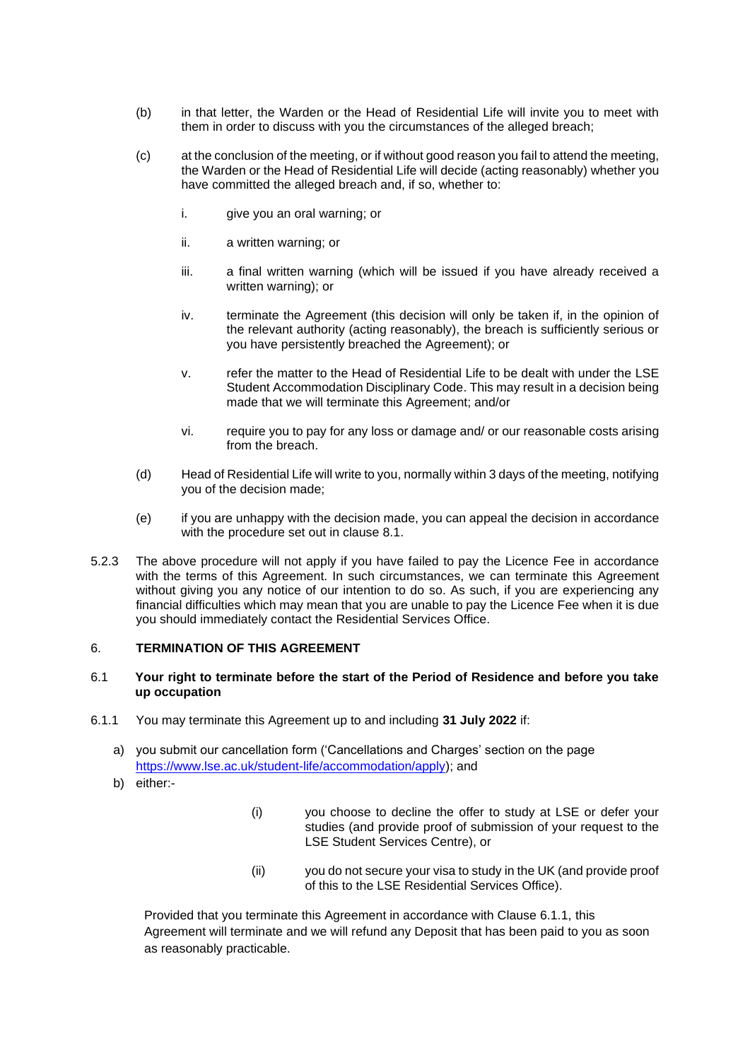(b) in that letter, the Warden or the Head of Residential Life will invite you to meet with them in order to discuss with you the circumstances of the alleged breach;

(c) at the conclusion of the meeting, or if without good reason you fail to attend the meeting, the Warden or the Head of Residential Life will decide (acting reasonably) whether you have committed the alleged breach and, if so, whether to:

i. give you an oral warning; or

ii. a written warning; or

iii. a final written warning (which will be issued if you have already received a written warning); or

iv. terminate the Agreement (this decision will only be taken if, in the opinion of the relevant authority (acting reasonably), the breach is sufficiently serious or you have persistently breached the Agreement); or

v. refer the matter to the Head of Residential Life to be dealt with under the LSE Student Accommodation Disciplinary Code. This may result in a decision being made that we will terminate this Agreement; and/or

vi. require you to pay for any loss or damage and/ or our reasonable costs arising from the breach.

(d) Head of Residential Life will write to you, normally within 3 days of the meeting, notifying you of the decision made;

(e) if you are unhappy with the decision made, you can appeal the decision in accordance with the procedure set out in clause 8.1.

5.2.3 The above procedure will not apply if you have failed to pay the Licence Fee in accordance with the terms of this Agreement. In such circumstances, we can terminate this Agreement without giving you any notice of our intention to do so. As such, if you are experiencing any financial difficulties which may mean that you are unable to pay the Licence Fee when it is due you should immediately contact the Residential Services Office.

## 6. TERMINATION OF THIS AGREEMENT

### 6.1 Your right to terminate before the start of the Period of Residence and before you take up occupation

6.1.1 You may terminate this Agreement up to and including **31 July 2022** if:

a) you submit our cancellation form ('Cancellations and Charges' section on the page https://www.lse.ac.uk/student-life/accommodation/apply); and

b) either:-

(i) you choose to decline the offer to study at LSE or defer your studies (and provide proof of submission of your request to the LSE Student Services Centre), or

(ii) you do not secure your visa to study in the UK (and provide proof of this to the LSE Residential Services Office).

Provided that you terminate this Agreement in accordance with Clause 6.1.1, this Agreement will terminate and we will refund any Deposit that has been paid to you as soon as reasonably practicable.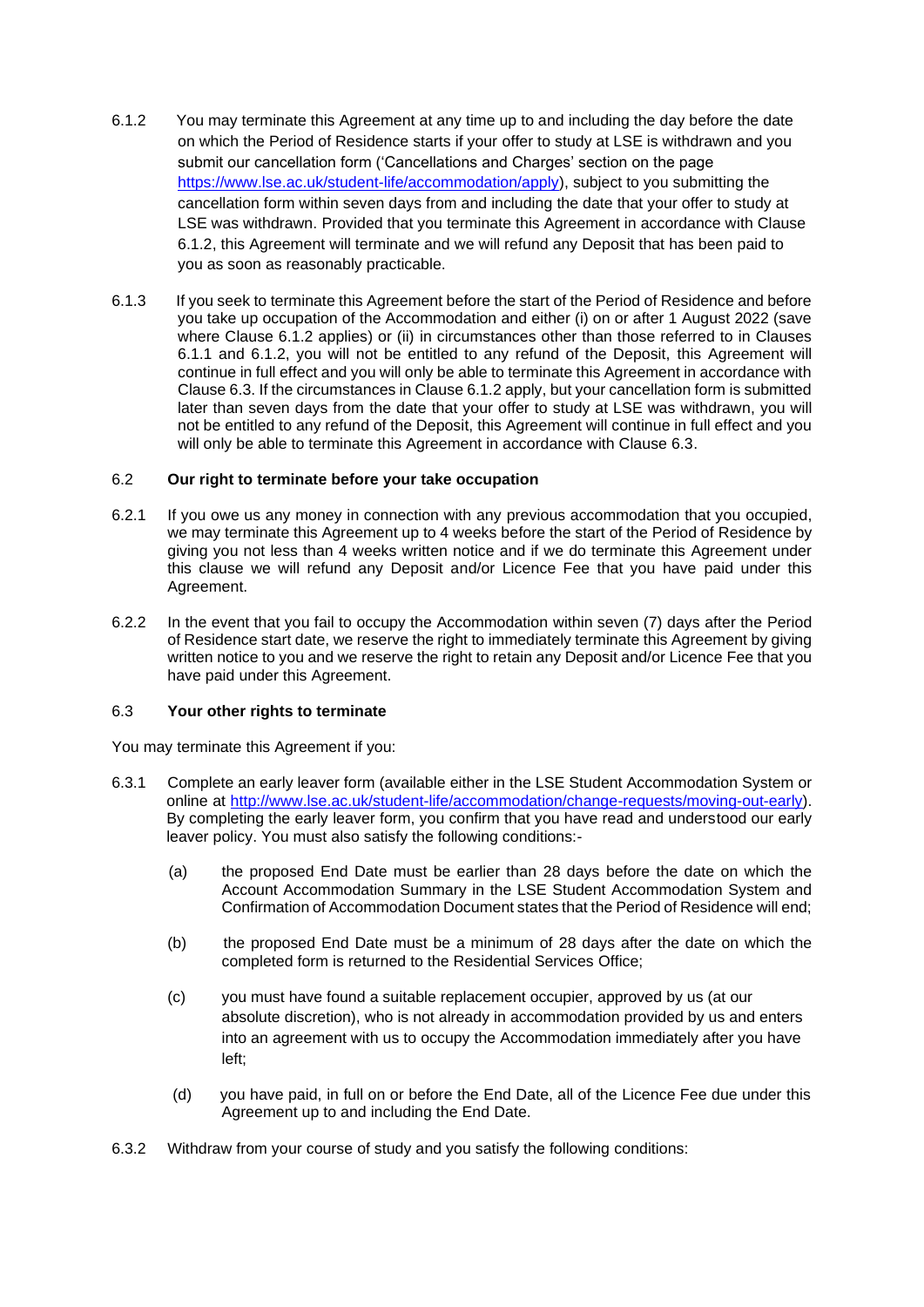6.1.2 You may terminate this Agreement at any time up to and including the day before the date on which the Period of Residence starts if your offer to study at LSE is withdrawn and you submit our cancellation form ('Cancellations and Charges' section on the page https://www.lse.ac.uk/student-life/accommodation/apply), subject to you submitting the cancellation form within seven days from and including the date that your offer to study at LSE was withdrawn. Provided that you terminate this Agreement in accordance with Clause 6.1.2, this Agreement will terminate and we will refund any Deposit that has been paid to you as soon as reasonably practicable.

6.1.3 If you seek to terminate this Agreement before the start of the Period of Residence and before you take up occupation of the Accommodation and either (i) on or after 1 August 2022 (save where Clause 6.1.2 applies) or (ii) in circumstances other than those referred to in Clauses 6.1.1 and 6.1.2, you will not be entitled to any refund of the Deposit, this Agreement will continue in full effect and you will only be able to terminate this Agreement in accordance with Clause 6.3. If the circumstances in Clause 6.1.2 apply, but your cancellation form is submitted later than seven days from the date that your offer to study at LSE was withdrawn, you will not be entitled to any refund of the Deposit, this Agreement will continue in full effect and you will only be able to terminate this Agreement in accordance with Clause 6.3.

6.2 **Our right to terminate before your take occupation**

6.2.1 If you owe us any money in connection with any previous accommodation that you occupied, we may terminate this Agreement up to 4 weeks before the start of the Period of Residence by giving you not less than 4 weeks written notice and if we do terminate this Agreement under this clause we will refund any Deposit and/or Licence Fee that you have paid under this Agreement.

6.2.2 In the event that you fail to occupy the Accommodation within seven (7) days after the Period of Residence start date, we reserve the right to immediately terminate this Agreement by giving written notice to you and we reserve the right to retain any Deposit and/or Licence Fee that you have paid under this Agreement.

6.3 **Your other rights to terminate**

You may terminate this Agreement if you:

6.3.1 Complete an early leaver form (available either in the LSE Student Accommodation System or online at http://www.lse.ac.uk/student-life/accommodation/change-requests/moving-out-early). By completing the early leaver form, you confirm that you have read and understood our early leaver policy. You must also satisfy the following conditions:-

(a) the proposed End Date must be earlier than 28 days before the date on which the Account Accommodation Summary in the LSE Student Accommodation System and Confirmation of Accommodation Document states that the Period of Residence will end;

(b) the proposed End Date must be a minimum of 28 days after the date on which the completed form is returned to the Residential Services Office;

(c) you must have found a suitable replacement occupier, approved by us (at our absolute discretion), who is not already in accommodation provided by us and enters into an agreement with us to occupy the Accommodation immediately after you have left;

(d) you have paid, in full on or before the End Date, all of the Licence Fee due under this Agreement up to and including the End Date.

6.3.2 Withdraw from your course of study and you satisfy the following conditions: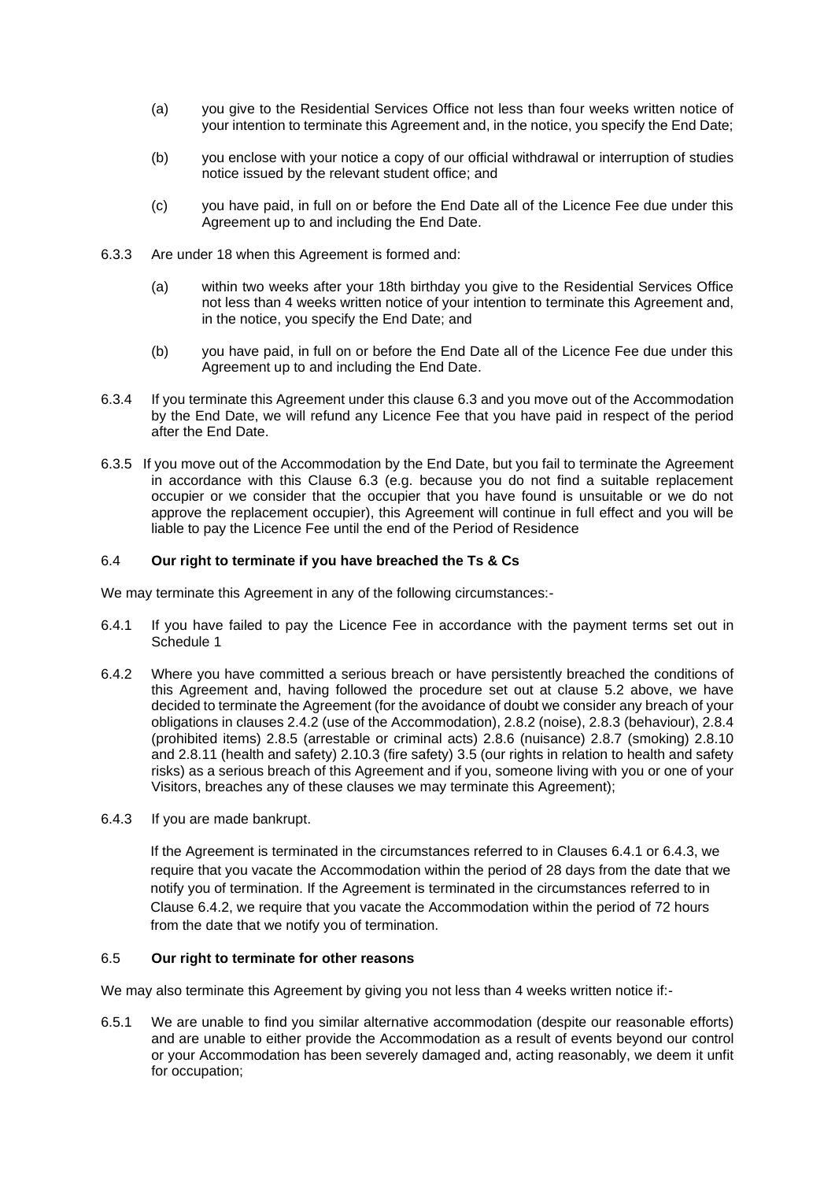(a) you give to the Residential Services Office not less than four weeks written notice of your intention to terminate this Agreement and, in the notice, you specify the End Date;

(b) you enclose with your notice a copy of our official withdrawal or interruption of studies notice issued by the relevant student office; and

(c) you have paid, in full on or before the End Date all of the Licence Fee due under this Agreement up to and including the End Date.

6.3.3 Are under 18 when this Agreement is formed and:

(a) within two weeks after your 18th birthday you give to the Residential Services Office not less than 4 weeks written notice of your intention to terminate this Agreement and, in the notice, you specify the End Date; and

(b) you have paid, in full on or before the End Date all of the Licence Fee due under this Agreement up to and including the End Date.

6.3.4 If you terminate this Agreement under this clause 6.3 and you move out of the Accommodation by the End Date, we will refund any Licence Fee that you have paid in respect of the period after the End Date.

6.3.5 If you move out of the Accommodation by the End Date, but you fail to terminate the Agreement in accordance with this Clause 6.3 (e.g. because you do not find a suitable replacement occupier or we consider that the occupier that you have found is unsuitable or we do not approve the replacement occupier), this Agreement will continue in full effect and you will be liable to pay the Licence Fee until the end of the Period of Residence

### 6.4 **Our right to terminate if you have breached the Ts & Cs**

We may terminate this Agreement in any of the following circumstances:-

6.4.1 If you have failed to pay the Licence Fee in accordance with the payment terms set out in Schedule 1

6.4.2 Where you have committed a serious breach or have persistently breached the conditions of this Agreement and, having followed the procedure set out at clause 5.2 above, we have decided to terminate the Agreement (for the avoidance of doubt we consider any breach of your obligations in clauses 2.4.2 (use of the Accommodation), 2.8.2 (noise), 2.8.3 (behaviour), 2.8.4 (prohibited items) 2.8.5 (arrestable or criminal acts) 2.8.6 (nuisance) 2.8.7 (smoking) 2.8.10 and 2.8.11 (health and safety) 2.10.3 (fire safety) 3.5 (our rights in relation to health and safety risks) as a serious breach of this Agreement and if you, someone living with you or one of your Visitors, breaches any of these clauses we may terminate this Agreement);

6.4.3 If you are made bankrupt.

If the Agreement is terminated in the circumstances referred to in Clauses 6.4.1 or 6.4.3, we require that you vacate the Accommodation within the period of 28 days from the date that we notify you of termination. If the Agreement is terminated in the circumstances referred to in Clause 6.4.2, we require that you vacate the Accommodation within the period of 72 hours from the date that we notify you of termination.

### 6.5 **Our right to terminate for other reasons**

We may also terminate this Agreement by giving you not less than 4 weeks written notice if:-

6.5.1 We are unable to find you similar alternative accommodation (despite our reasonable efforts) and are unable to either provide the Accommodation as a result of events beyond our control or your Accommodation has been severely damaged and, acting reasonably, we deem it unfit for occupation;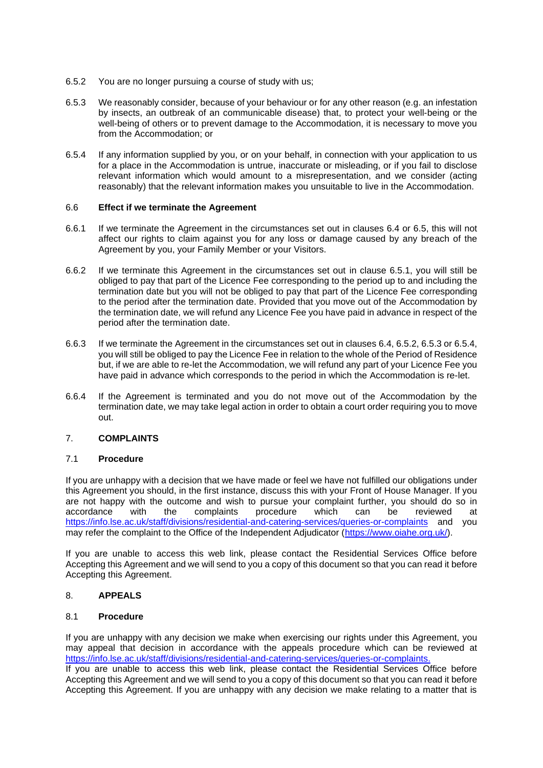6.5.2 You are no longer pursuing a course of study with us;

6.5.3 We reasonably consider, because of your behaviour or for any other reason (e.g. an infestation by insects, an outbreak of an communicable disease) that, to protect your well-being or the well-being of others or to prevent damage to the Accommodation, it is necessary to move you from the Accommodation; or

6.5.4 If any information supplied by you, or on your behalf, in connection with your application to us for a place in the Accommodation is untrue, inaccurate or misleading, or if you fail to disclose relevant information which would amount to a misrepresentation, and we consider (acting reasonably) that the relevant information makes you unsuitable to live in the Accommodation.

### 6.6 Effect if we terminate the Agreement

6.6.1 If we terminate the Agreement in the circumstances set out in clauses 6.4 or 6.5, this will not affect our rights to claim against you for any loss or damage caused by any breach of the Agreement by you, your Family Member or your Visitors.

6.6.2 If we terminate this Agreement in the circumstances set out in clause 6.5.1, you will still be obliged to pay that part of the Licence Fee corresponding to the period up to and including the termination date but you will not be obliged to pay that part of the Licence Fee corresponding to the period after the termination date. Provided that you move out of the Accommodation by the termination date, we will refund any Licence Fee you have paid in advance in respect of the period after the termination date.

6.6.3 If we terminate the Agreement in the circumstances set out in clauses 6.4, 6.5.2, 6.5.3 or 6.5.4, you will still be obliged to pay the Licence Fee in relation to the whole of the Period of Residence but, if we are able to re-let the Accommodation, we will refund any part of your Licence Fee you have paid in advance which corresponds to the period in which the Accommodation is re-let.

6.6.4 If the Agreement is terminated and you do not move out of the Accommodation by the termination date, we may take legal action in order to obtain a court order requiring you to move out.

## 7. COMPLAINTS

### 7.1 Procedure

If you are unhappy with a decision that we have made or feel we have not fulfilled our obligations under this Agreement you should, in the first instance, discuss this with your Front of House Manager. If you are not happy with the outcome and wish to pursue your complaint further, you should do so in accordance with the complaints procedure which can be reviewed at https://info.lse.ac.uk/staff/divisions/residential-and-catering-services/queries-or-complaints and you may refer the complaint to the Office of the Independent Adjudicator (https://www.oiahe.org.uk/).

If you are unable to access this web link, please contact the Residential Services Office before Accepting this Agreement and we will send to you a copy of this document so that you can read it before Accepting this Agreement.

## 8. APPEALS

### 8.1 Procedure

If you are unhappy with any decision we make when exercising our rights under this Agreement, you may appeal that decision in accordance with the appeals procedure which can be reviewed at https://info.lse.ac.uk/staff/divisions/residential-and-catering-services/queries-or-complaints.
If you are unable to access this web link, please contact the Residential Services Office before Accepting this Agreement and we will send to you a copy of this document so that you can read it before Accepting this Agreement. If you are unhappy with any decision we make relating to a matter that is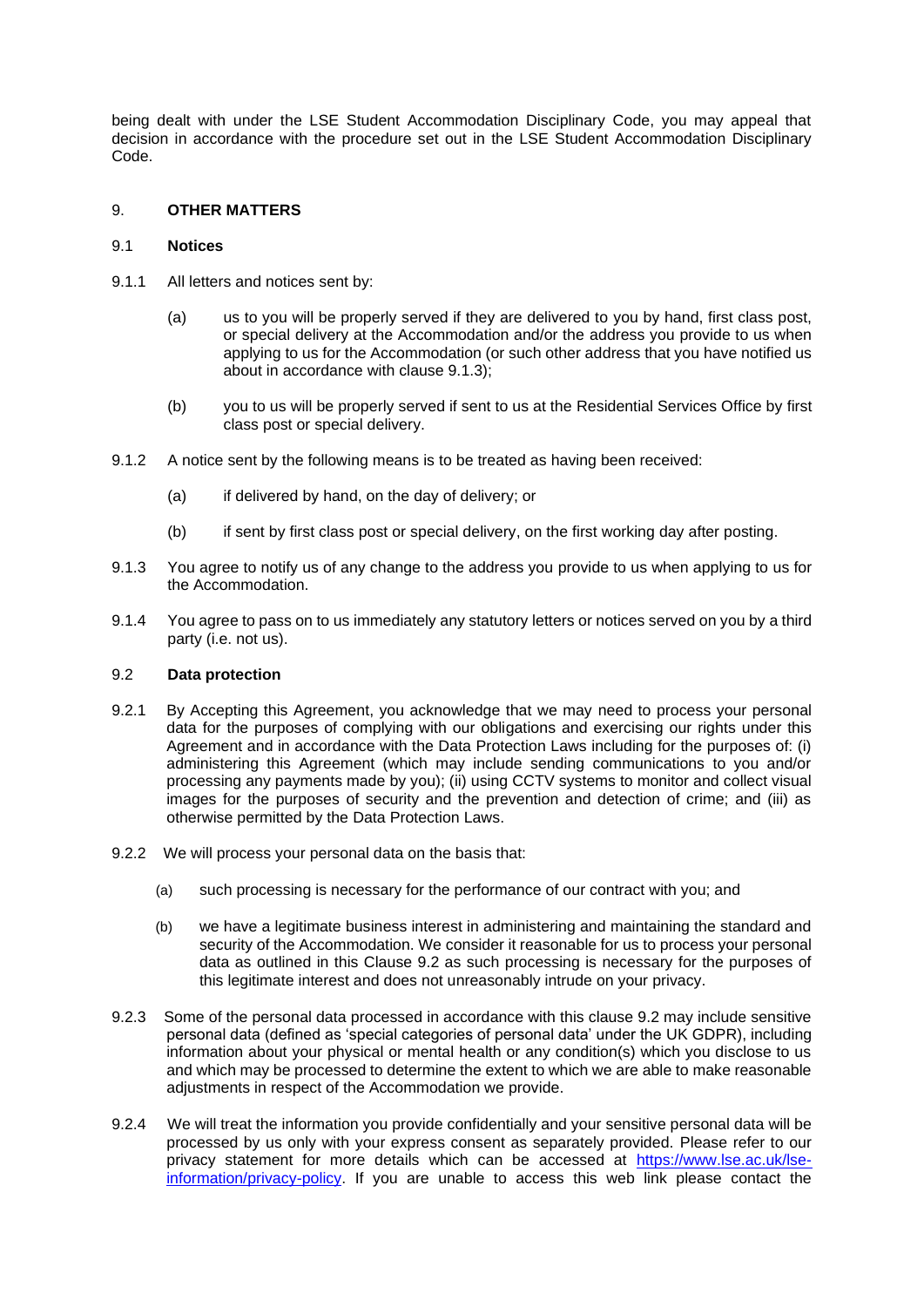being dealt with under the LSE Student Accommodation Disciplinary Code, you may appeal that decision in accordance with the procedure set out in the LSE Student Accommodation Disciplinary Code.

## 9. OTHER MATTERS

### 9.1 Notices

9.1.1 All letters and notices sent by:

(a) us to you will be properly served if they are delivered to you by hand, first class post, or special delivery at the Accommodation and/or the address you provide to us when applying to us for the Accommodation (or such other address that you have notified us about in accordance with clause 9.1.3);

(b) you to us will be properly served if sent to us at the Residential Services Office by first class post or special delivery.

9.1.2 A notice sent by the following means is to be treated as having been received:

(a) if delivered by hand, on the day of delivery; or

(b) if sent by first class post or special delivery, on the first working day after posting.

9.1.3 You agree to notify us of any change to the address you provide to us when applying to us for the Accommodation.

9.1.4 You agree to pass on to us immediately any statutory letters or notices served on you by a third party (i.e. not us).

### 9.2 Data protection

9.2.1 By Accepting this Agreement, you acknowledge that we may need to process your personal data for the purposes of complying with our obligations and exercising our rights under this Agreement and in accordance with the Data Protection Laws including for the purposes of: (i) administering this Agreement (which may include sending communications to you and/or processing any payments made by you); (ii) using CCTV systems to monitor and collect visual images for the purposes of security and the prevention and detection of crime; and (iii) as otherwise permitted by the Data Protection Laws.

9.2.2 We will process your personal data on the basis that:

(a) such processing is necessary for the performance of our contract with you; and

(b) we have a legitimate business interest in administering and maintaining the standard and security of the Accommodation. We consider it reasonable for us to process your personal data as outlined in this Clause 9.2 as such processing is necessary for the purposes of this legitimate interest and does not unreasonably intrude on your privacy.

9.2.3 Some of the personal data processed in accordance with this clause 9.2 may include sensitive personal data (defined as 'special categories of personal data' under the UK GDPR), including information about your physical or mental health or any condition(s) which you disclose to us and which may be processed to determine the extent to which we are able to make reasonable adjustments in respect of the Accommodation we provide.

9.2.4 We will treat the information you provide confidentially and your sensitive personal data will be processed by us only with your express consent as separately provided. Please refer to our privacy statement for more details which can be accessed at [https://www.lse.ac.uk/lse-information/privacy-policy](https://www.lse.ac.uk/lse-information/privacy-policy). If you are unable to access this web link please contact the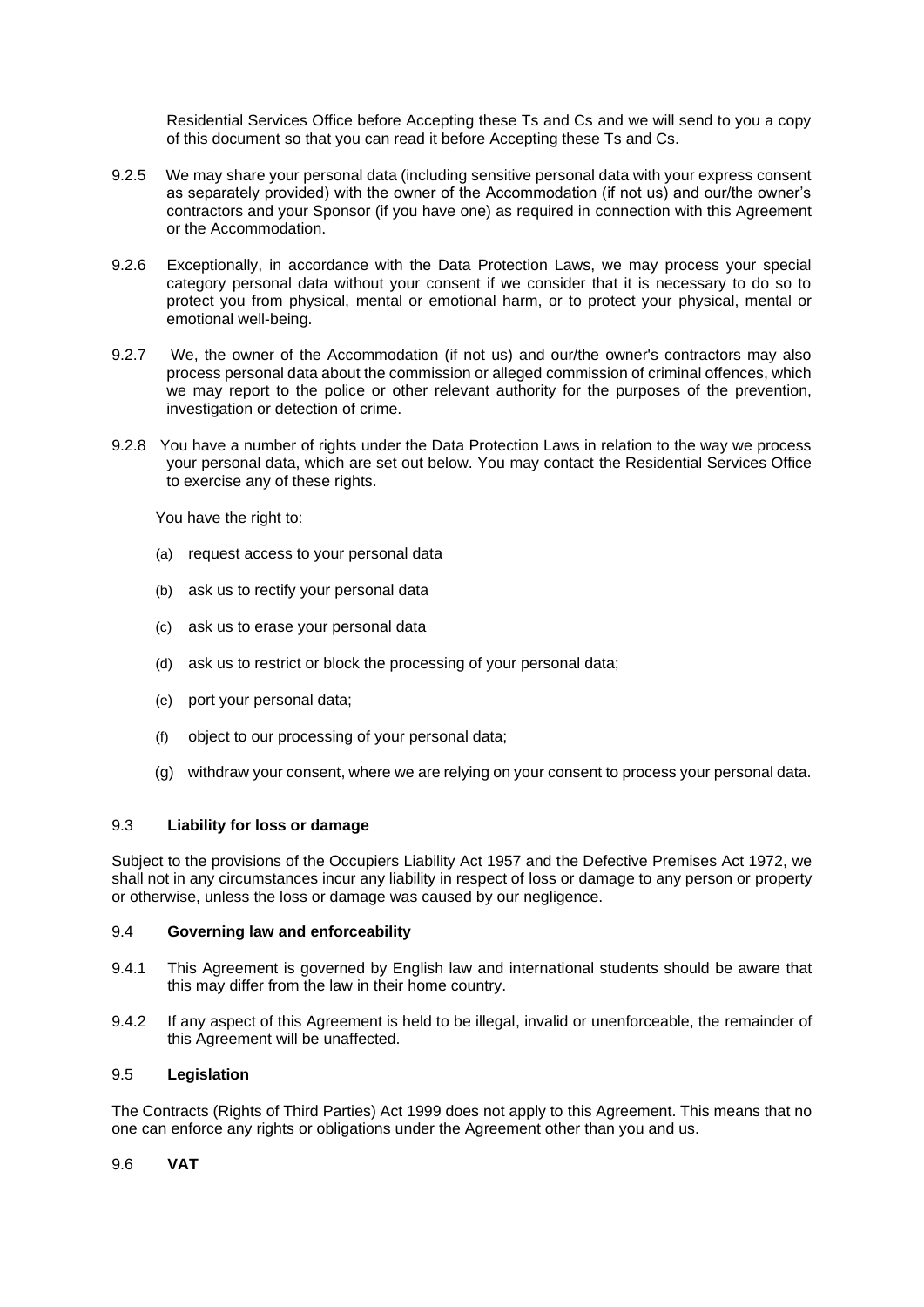Residential Services Office before Accepting these Ts and Cs and we will send to you a copy of this document so that you can read it before Accepting these Ts and Cs.

9.2.5 We may share your personal data (including sensitive personal data with your express consent as separately provided) with the owner of the Accommodation (if not us) and our/the owner's contractors and your Sponsor (if you have one) as required in connection with this Agreement or the Accommodation.

9.2.6 Exceptionally, in accordance with the Data Protection Laws, we may process your special category personal data without your consent if we consider that it is necessary to do so to protect you from physical, mental or emotional harm, or to protect your physical, mental or emotional well-being.

9.2.7 We, the owner of the Accommodation (if not us) and our/the owner's contractors may also process personal data about the commission or alleged commission of criminal offences, which we may report to the police or other relevant authority for the purposes of the prevention, investigation or detection of crime.

9.2.8 You have a number of rights under the Data Protection Laws in relation to the way we process your personal data, which are set out below. You may contact the Residential Services Office to exercise any of these rights.

You have the right to:

(a) request access to your personal data

(b) ask us to rectify your personal data

(c) ask us to erase your personal data

(d) ask us to restrict or block the processing of your personal data;

(e) port your personal data;

(f) object to our processing of your personal data;

(g) withdraw your consent, where we are relying on your consent to process your personal data.

9.3 **Liability for loss or damage**

Subject to the provisions of the Occupiers Liability Act 1957 and the Defective Premises Act 1972, we shall not in any circumstances incur any liability in respect of loss or damage to any person or property or otherwise, unless the loss or damage was caused by our negligence.

9.4 **Governing law and enforceability**

9.4.1 This Agreement is governed by English law and international students should be aware that this may differ from the law in their home country.

9.4.2 If any aspect of this Agreement is held to be illegal, invalid or unenforceable, the remainder of this Agreement will be unaffected.

9.5 **Legislation**

The Contracts (Rights of Third Parties) Act 1999 does not apply to this Agreement. This means that no one can enforce any rights or obligations under the Agreement other than you and us.

9.6 **VAT**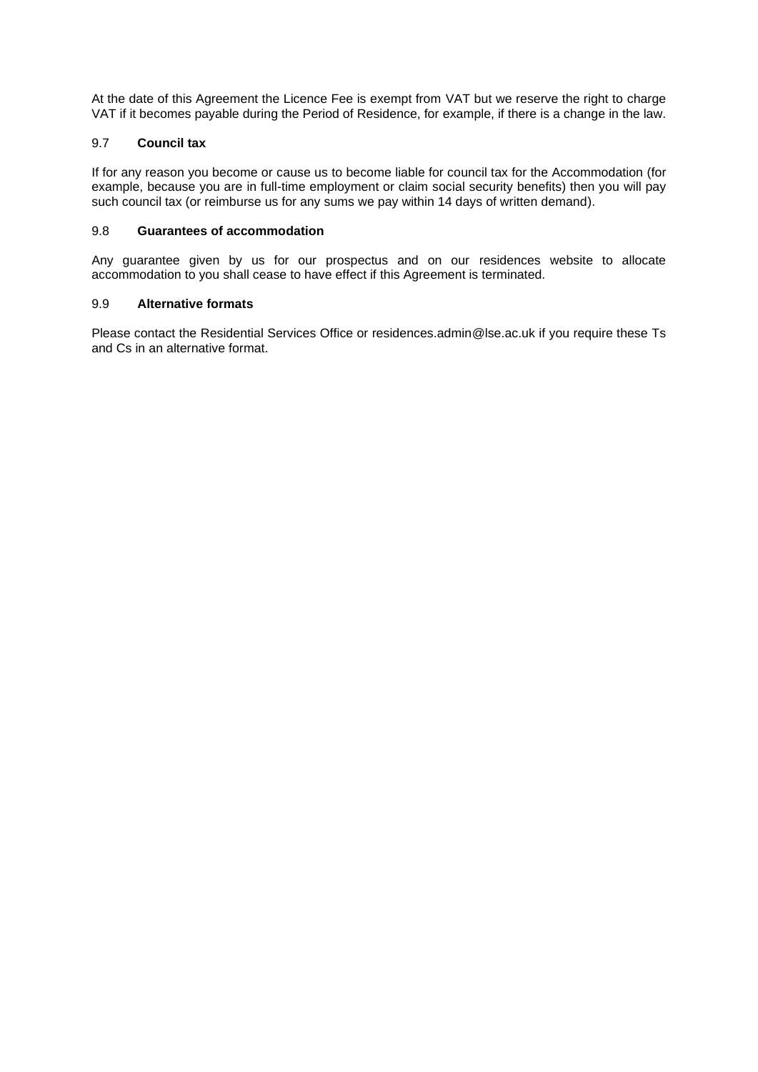At the date of this Agreement the Licence Fee is exempt from VAT but we reserve the right to charge VAT if it becomes payable during the Period of Residence, for example, if there is a change in the law.

### 9.7 Council tax

If for any reason you become or cause us to become liable for council tax for the Accommodation (for example, because you are in full-time employment or claim social security benefits) then you will pay such council tax (or reimburse us for any sums we pay within 14 days of written demand).

### 9.8 Guarantees of accommodation

Any guarantee given by us for our prospectus and on our residences website to allocate accommodation to you shall cease to have effect if this Agreement is terminated.

### 9.9 Alternative formats

Please contact the Residential Services Office or residences.admin@lse.ac.uk if you require these Ts and Cs in an alternative format.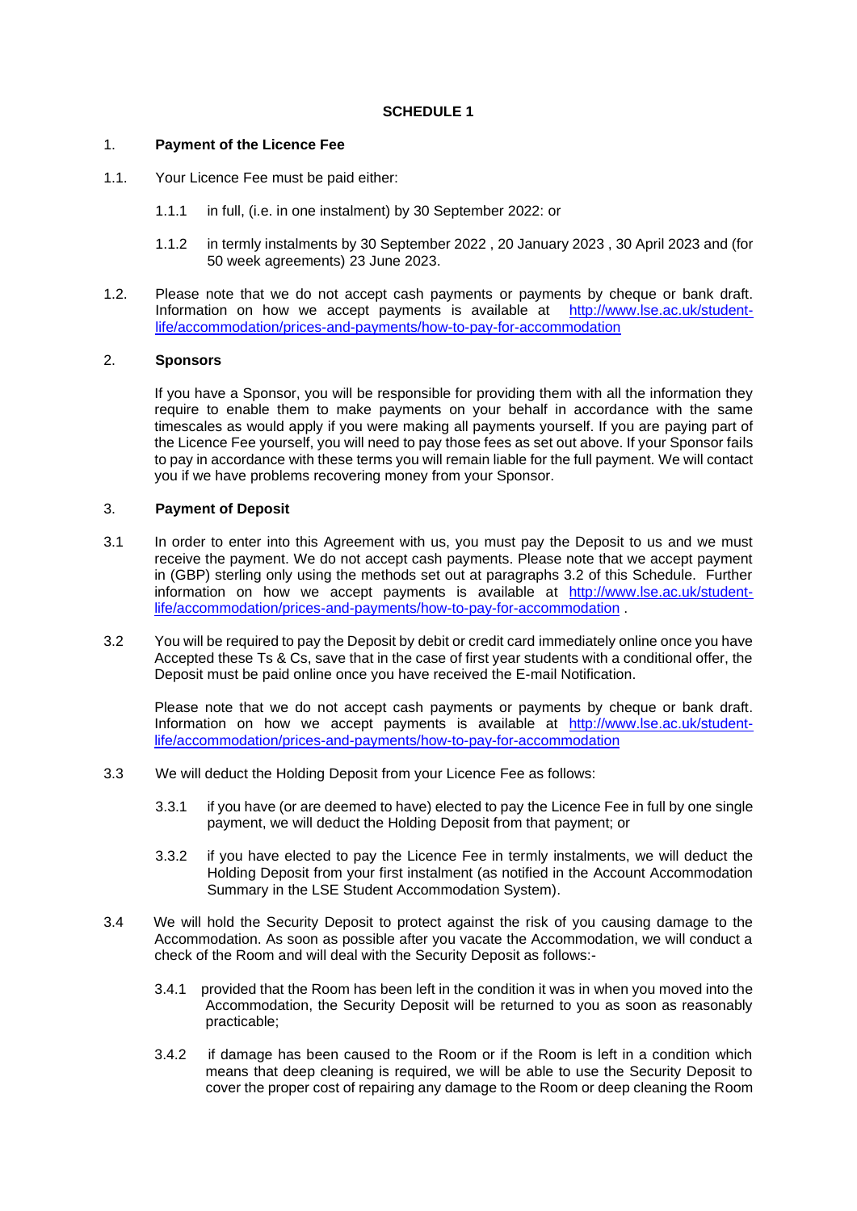**SCHEDULE 1**

1. **Payment of the Licence Fee**

1.1. Your Licence Fee must be paid either:

1.1.1 in full, (i.e. in one instalment) by 30 September 2022: or

1.1.2 in termly instalments by 30 September 2022 , 20 January 2023 , 30 April 2023 and (for 50 week agreements) 23 June 2023.

1.2. Please note that we do not accept cash payments or payments by cheque or bank draft. Information on how we accept payments is available at [http://www.lse.ac.uk/student-life/accommodation/prices-and-payments/how-to-pay-for-accommodation](http://www.lse.ac.uk/student-life/accommodation/prices-and-payments/how-to-pay-for-accommodation)

2. **Sponsors**

If you have a Sponsor, you will be responsible for providing them with all the information they require to enable them to make payments on your behalf in accordance with the same timescales as would apply if you were making all payments yourself. If you are paying part of the Licence Fee yourself, you will need to pay those fees as set out above. If your Sponsor fails to pay in accordance with these terms you will remain liable for the full payment. We will contact you if we have problems recovering money from your Sponsor.

3. **Payment of Deposit**

3.1 In order to enter into this Agreement with us, you must pay the Deposit to us and we must receive the payment. We do not accept cash payments. Please note that we accept payment in (GBP) sterling only using the methods set out at paragraphs 3.2 of this Schedule. Further information on how we accept payments is available at [http://www.lse.ac.uk/student-life/accommodation/prices-and-payments/how-to-pay-for-accommodation](http://www.lse.ac.uk/student-life/accommodation/prices-and-payments/how-to-pay-for-accommodation) .

3.2 You will be required to pay the Deposit by debit or credit card immediately online once you have Accepted these Ts & Cs, save that in the case of first year students with a conditional offer, the Deposit must be paid online once you have received the E-mail Notification.

Please note that we do not accept cash payments or payments by cheque or bank draft. Information on how we accept payments is available at [http://www.lse.ac.uk/student-life/accommodation/prices-and-payments/how-to-pay-for-accommodation](http://www.lse.ac.uk/student-life/accommodation/prices-and-payments/how-to-pay-for-accommodation)

3.3 We will deduct the Holding Deposit from your Licence Fee as follows:

3.3.1 if you have (or are deemed to have) elected to pay the Licence Fee in full by one single payment, we will deduct the Holding Deposit from that payment; or

3.3.2 if you have elected to pay the Licence Fee in termly instalments, we will deduct the Holding Deposit from your first instalment (as notified in the Account Accommodation Summary in the LSE Student Accommodation System).

3.4 We will hold the Security Deposit to protect against the risk of you causing damage to the Accommodation. As soon as possible after you vacate the Accommodation, we will conduct a check of the Room and will deal with the Security Deposit as follows:-

3.4.1 provided that the Room has been left in the condition it was in when you moved into the Accommodation, the Security Deposit will be returned to you as soon as reasonably practicable;

3.4.2 if damage has been caused to the Room or if the Room is left in a condition which means that deep cleaning is required, we will be able to use the Security Deposit to cover the proper cost of repairing any damage to the Room or deep cleaning the Room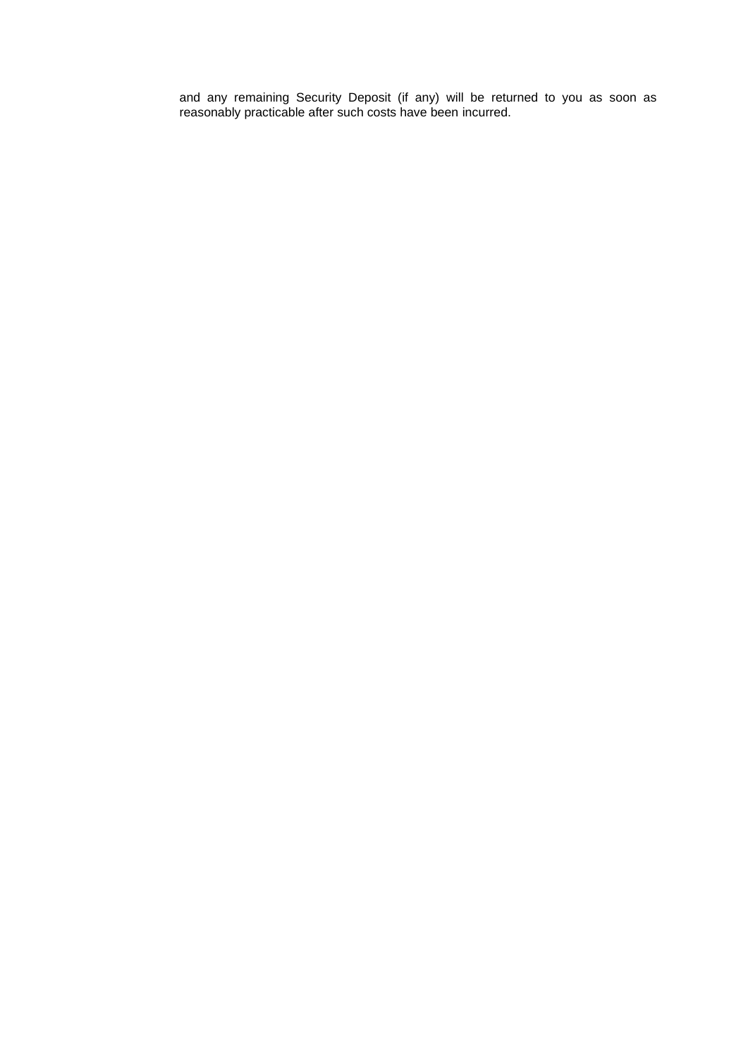and any remaining Security Deposit (if any) will be returned to you as soon as reasonably practicable after such costs have been incurred.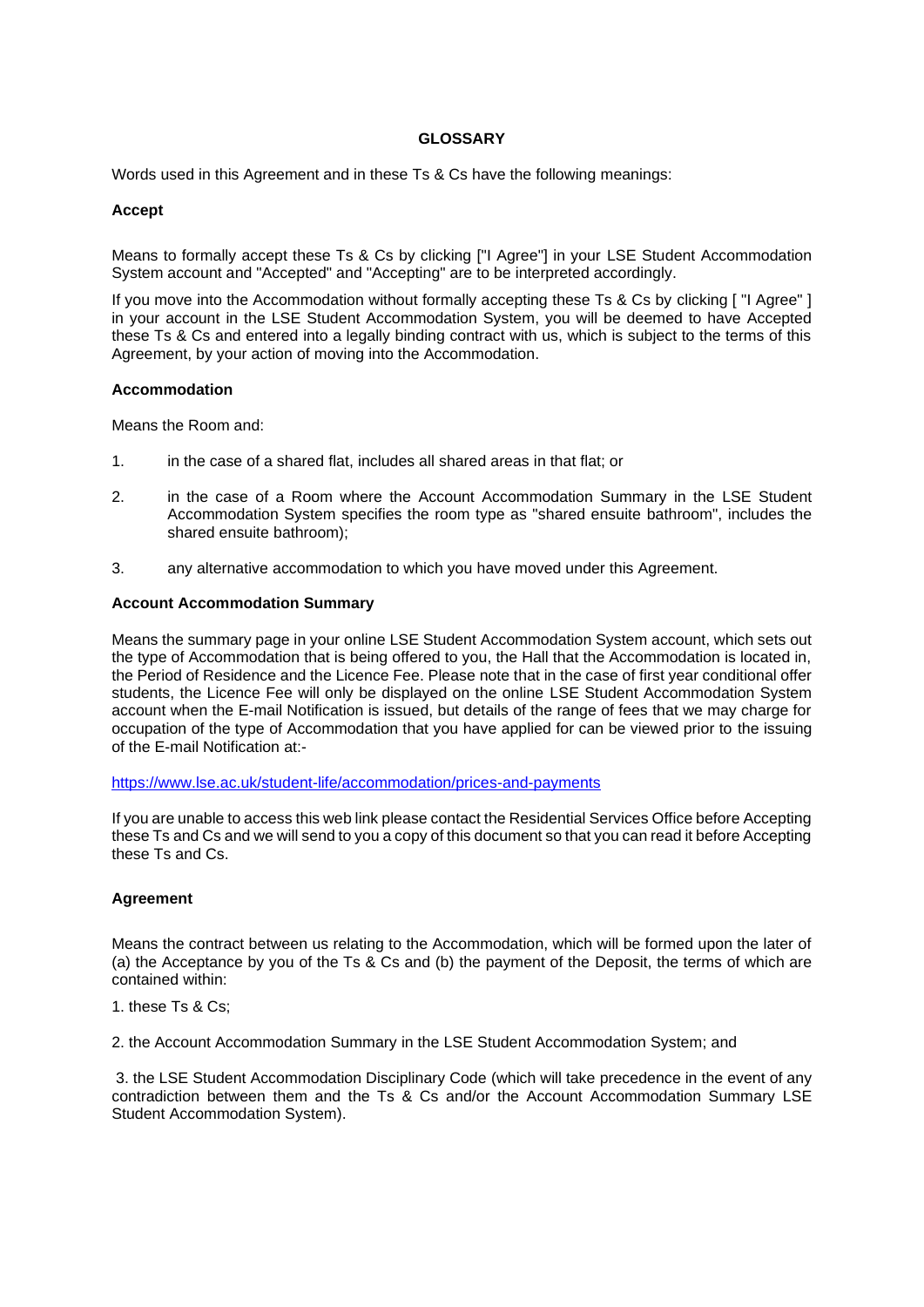# GLOSSARY

Words used in this Agreement and in these Ts & Cs have the following meanings:

**Accept**

Means to formally accept these Ts & Cs by clicking ["I Agree"] in your LSE Student Accommodation System account and "Accepted" and "Accepting" are to be interpreted accordingly.

If you move into the Accommodation without formally accepting these Ts & Cs by clicking [ "I Agree" ] in your account in the LSE Student Accommodation System, you will be deemed to have Accepted these Ts & Cs and entered into a legally binding contract with us, which is subject to the terms of this Agreement, by your action of moving into the Accommodation.

**Accommodation**

Means the Room and:

1. in the case of a shared flat, includes all shared areas in that flat; or
2. in the case of a Room where the Account Accommodation Summary in the LSE Student Accommodation System specifies the room type as "shared ensuite bathroom", includes the shared ensuite bathroom);
3. any alternative accommodation to which you have moved under this Agreement.

**Account Accommodation Summary**

Means the summary page in your online LSE Student Accommodation System account, which sets out the type of Accommodation that is being offered to you, the Hall that the Accommodation is located in, the Period of Residence and the Licence Fee. Please note that in the case of first year conditional offer students, the Licence Fee will only be displayed on the online LSE Student Accommodation System account when the E-mail Notification is issued, but details of the range of fees that we may charge for occupation of the type of Accommodation that you have applied for can be viewed prior to the issuing of the E-mail Notification at:-

https://www.lse.ac.uk/student-life/accommodation/prices-and-payments

If you are unable to access this web link please contact the Residential Services Office before Accepting these Ts and Cs and we will send to you a copy of this document so that you can read it before Accepting these Ts and Cs.

**Agreement**

Means the contract between us relating to the Accommodation, which will be formed upon the later of (a) the Acceptance by you of the Ts & Cs and (b) the payment of the Deposit, the terms of which are contained within:

1. these Ts & Cs;

2. the Account Accommodation Summary in the LSE Student Accommodation System; and

3. the LSE Student Accommodation Disciplinary Code (which will take precedence in the event of any contradiction between them and the Ts & Cs and/or the Account Accommodation Summary LSE Student Accommodation System).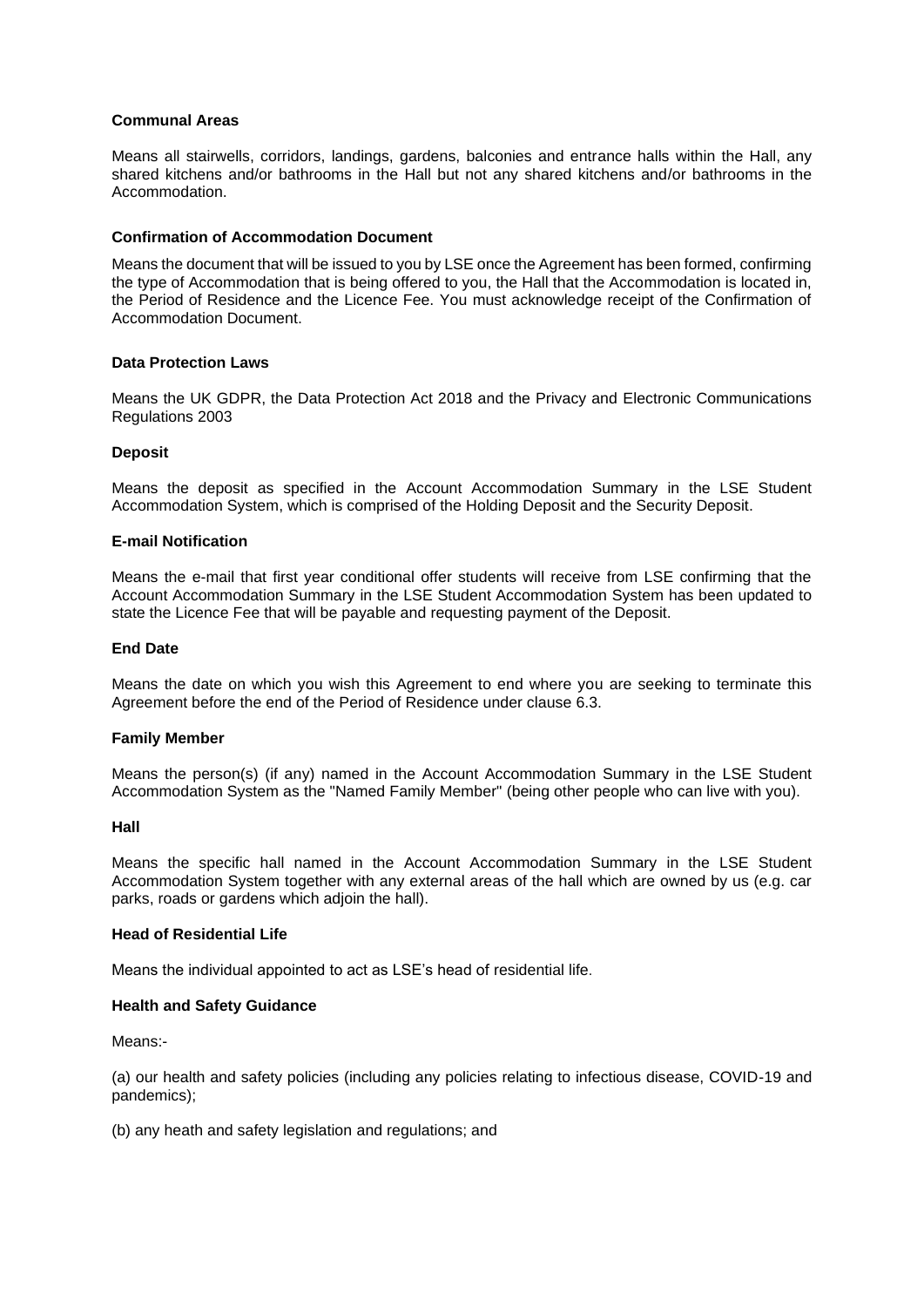**Communal Areas**

Means all stairwells, corridors, landings, gardens, balconies and entrance halls within the Hall, any shared kitchens and/or bathrooms in the Hall but not any shared kitchens and/or bathrooms in the Accommodation.

**Confirmation of Accommodation Document**

Means the document that will be issued to you by LSE once the Agreement has been formed, confirming the type of Accommodation that is being offered to you, the Hall that the Accommodation is located in, the Period of Residence and the Licence Fee. You must acknowledge receipt of the Confirmation of Accommodation Document.

**Data Protection Laws**

Means the UK GDPR, the Data Protection Act 2018 and the Privacy and Electronic Communications Regulations 2003

**Deposit**

Means the deposit as specified in the Account Accommodation Summary in the LSE Student Accommodation System, which is comprised of the Holding Deposit and the Security Deposit.

**E-mail Notification**

Means the e-mail that first year conditional offer students will receive from LSE confirming that the Account Accommodation Summary in the LSE Student Accommodation System has been updated to state the Licence Fee that will be payable and requesting payment of the Deposit.

**End Date**

Means the date on which you wish this Agreement to end where you are seeking to terminate this Agreement before the end of the Period of Residence under clause 6.3.

**Family Member**

Means the person(s) (if any) named in the Account Accommodation Summary in the LSE Student Accommodation System as the "Named Family Member" (being other people who can live with you).

**Hall**

Means the specific hall named in the Account Accommodation Summary in the LSE Student Accommodation System together with any external areas of the hall which are owned by us (e.g. car parks, roads or gardens which adjoin the hall).

**Head of Residential Life**

Means the individual appointed to act as LSE's head of residential life.

**Health and Safety Guidance**

Means:-

(a) our health and safety policies (including any policies relating to infectious disease, COVID-19 and pandemics);

(b) any heath and safety legislation and regulations; and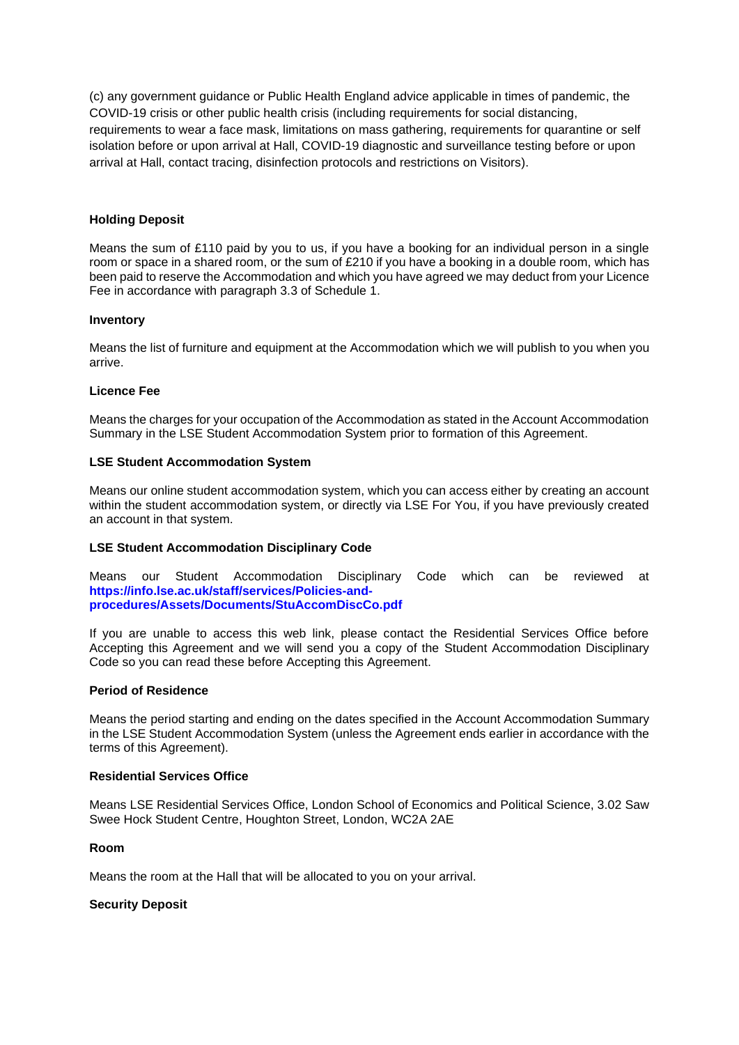(c) any government guidance or Public Health England advice applicable in times of pandemic, the COVID-19 crisis or other public health crisis (including requirements for social distancing, requirements to wear a face mask, limitations on mass gathering, requirements for quarantine or self isolation before or upon arrival at Hall, COVID-19 diagnostic and surveillance testing before or upon arrival at Hall, contact tracing, disinfection protocols and restrictions on Visitors).

**Holding Deposit**

Means the sum of £110 paid by you to us, if you have a booking for an individual person in a single room or space in a shared room, or the sum of £210 if you have a booking in a double room, which has been paid to reserve the Accommodation and which you have agreed we may deduct from your Licence Fee in accordance with paragraph 3.3 of Schedule 1.

**Inventory**

Means the list of furniture and equipment at the Accommodation which we will publish to you when you arrive.

**Licence Fee**

Means the charges for your occupation of the Accommodation as stated in the Account Accommodation Summary in the LSE Student Accommodation System prior to formation of this Agreement.

**LSE Student Accommodation System**

Means our online student accommodation system, which you can access either by creating an account within the student accommodation system, or directly via LSE For You, if you have previously created an account in that system.

**LSE Student Accommodation Disciplinary Code**

Means our Student Accommodation Disciplinary Code which can be reviewed at **https://info.lse.ac.uk/staff/services/Policies-and-procedures/Assets/Documents/StuAccomDiscCo.pdf**

If you are unable to access this web link, please contact the Residential Services Office before Accepting this Agreement and we will send you a copy of the Student Accommodation Disciplinary Code so you can read these before Accepting this Agreement.

**Period of Residence**

Means the period starting and ending on the dates specified in the Account Accommodation Summary in the LSE Student Accommodation System (unless the Agreement ends earlier in accordance with the terms of this Agreement).

**Residential Services Office**

Means LSE Residential Services Office, London School of Economics and Political Science, 3.02 Saw Swee Hock Student Centre, Houghton Street, London, WC2A 2AE

**Room**

Means the room at the Hall that will be allocated to you on your arrival.

**Security Deposit**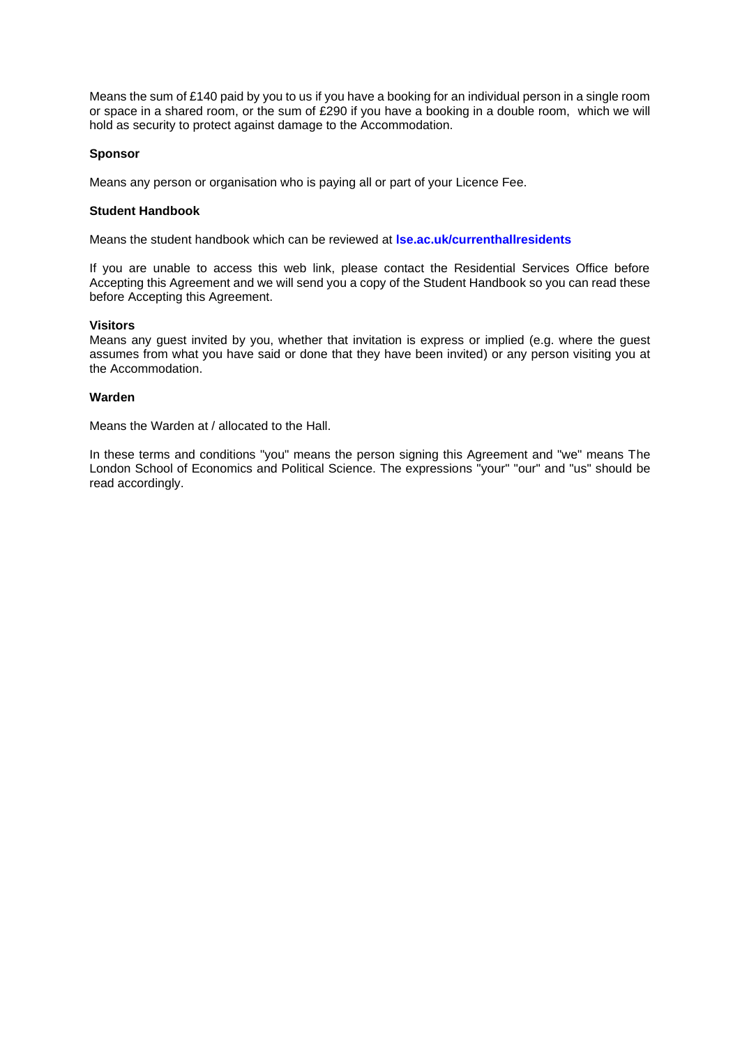Means the sum of £140 paid by you to us if you have a booking for an individual person in a single room or space in a shared room, or the sum of £290 if you have a booking in a double room, which we will hold as security to protect against damage to the Accommodation.

**Sponsor**

Means any person or organisation who is paying all or part of your Licence Fee.

**Student Handbook**

Means the student handbook which can be reviewed at **lse.ac.uk/currenthallresidents**

If you are unable to access this web link, please contact the Residential Services Office before Accepting this Agreement and we will send you a copy of the Student Handbook so you can read these before Accepting this Agreement.

**Visitors**

Means any guest invited by you, whether that invitation is express or implied (e.g. where the guest assumes from what you have said or done that they have been invited) or any person visiting you at the Accommodation.

**Warden**

Means the Warden at / allocated to the Hall.

In these terms and conditions "you" means the person signing this Agreement and "we" means The London School of Economics and Political Science. The expressions "your" "our" and "us" should be read accordingly.